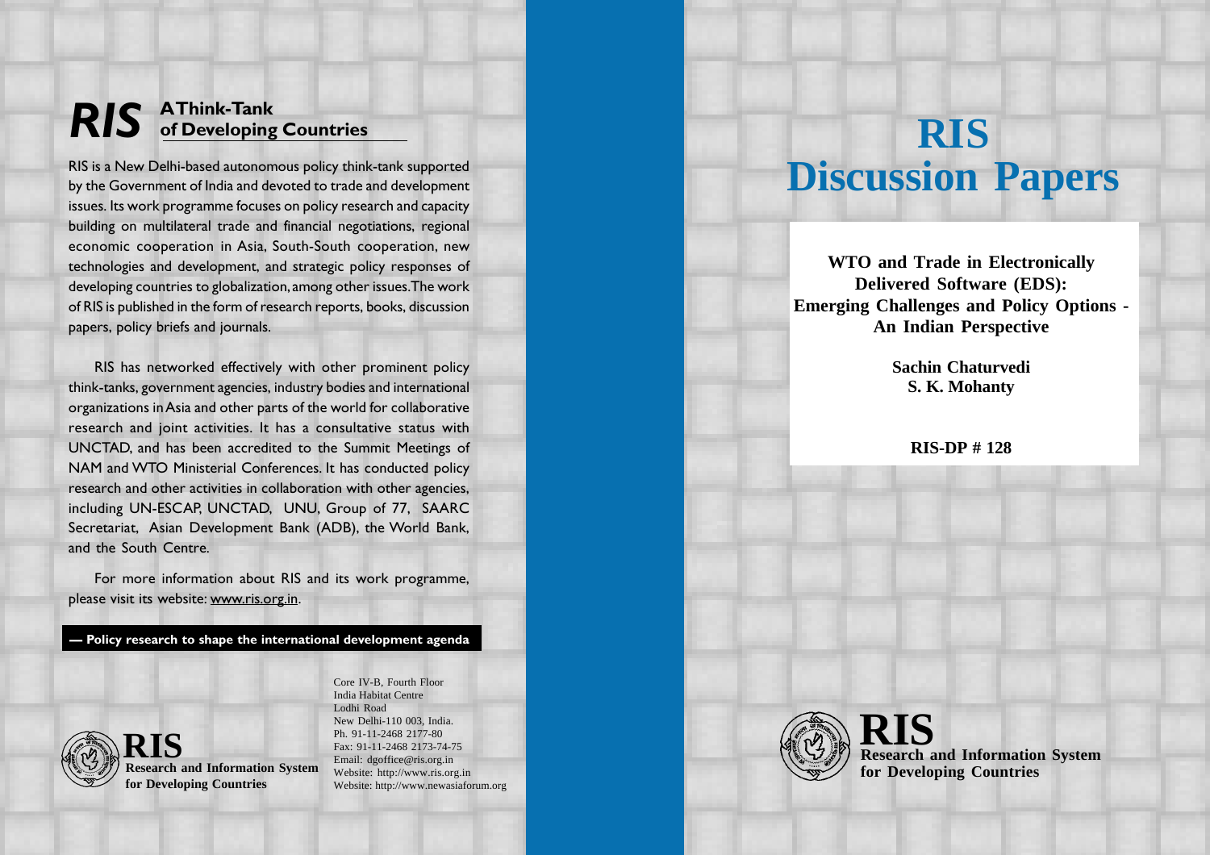# RIS Discussion Papers

**WTO and Trade in Electronically Delivered Software (EDS): Emerging Challenges and Policy Options - An Indian Perspective**

**Sachin Chaturvedi**
**S. K. Mohanty**

**RIS-DP # 128**

**RIS**
**Research and Information System for Developing Countries**

---

## RIS A Think-Tank of Developing Countries

RIS is a New Delhi-based autonomous policy think-tank supported by the Government of India and devoted to trade and development issues. Its work programme focuses on policy research and capacity building on multilateral trade and financial negotiations, regional economic cooperation in Asia, South-South cooperation, new technologies and development, and strategic policy responses of developing countries to globalization, among other issues. The work of RIS is published in the form of research reports, books, discussion papers, policy briefs and journals.

RIS has networked effectively with other prominent policy think-tanks, government agencies, industry bodies and international organizations in Asia and other parts of the world for collaborative research and joint activities. It has a consultative status with UNCTAD, and has been accredited to the Summit Meetings of NAM and WTO Ministerial Conferences. It has conducted policy research and other activities in collaboration with other agencies, including UN-ESCAP, UNCTAD, UNU, Group of 77, SAARC Secretariat, Asian Development Bank (ADB), the World Bank, and the South Centre.

For more information about RIS and its work programme, please visit its website: www.ris.org.in.

**— Policy research to shape the international development agenda**

**RIS**
**Research and Information System for Developing Countries**

Core IV-B, Fourth Floor
India Habitat Centre
Lodhi Road
New Delhi-110 003, India.
Ph. 91-11-2468 2177-80
Fax: 91-11-2468 2173-74-75
Email: dgoffice@ris.org.in
Website: http://www.ris.org.in
Website: http://www.newasiaforum.org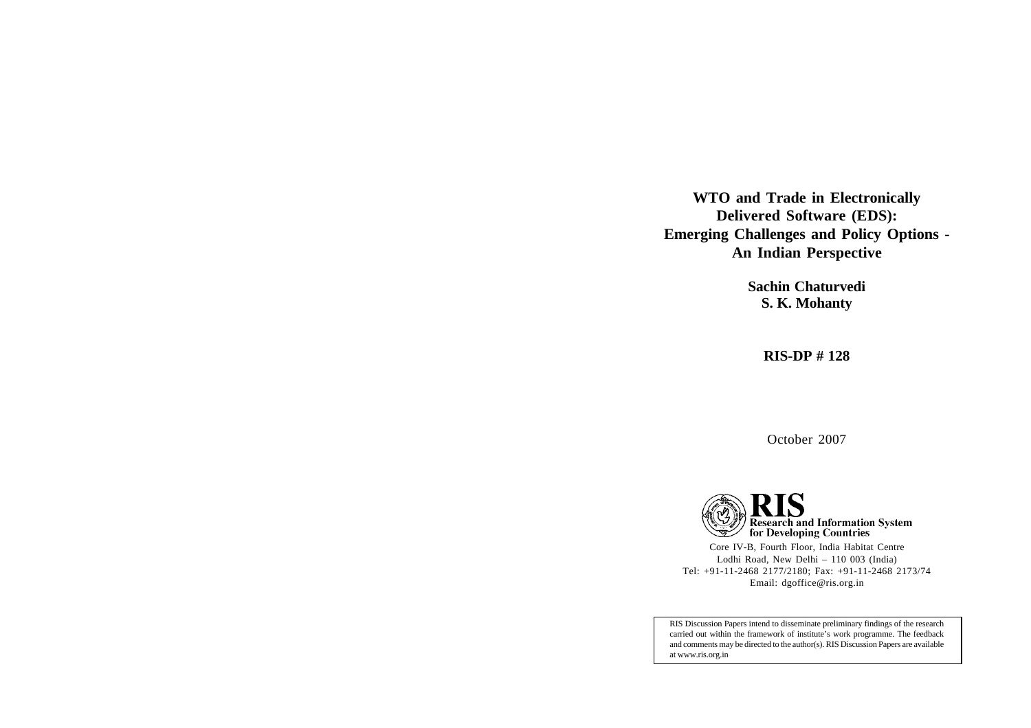# WTO and Trade in Electronically Delivered Software (EDS): Emerging Challenges and Policy Options - An Indian Perspective

**Sachin Chaturvedi**
**S. K. Mohanty**

**RIS-DP # 128**

October 2007

**RIS**
**Research and Information System for Developing Countries**

Core IV-B, Fourth Floor, India Habitat Centre
Lodhi Road, New Delhi – 110 003 (India)
Tel: +91-11-2468 2177/2180; Fax: +91-11-2468 2173/74
Email: dgoffice@ris.org.in

RIS Discussion Papers intend to disseminate preliminary findings of the research carried out within the framework of institute's work programme. The feedback and comments may be directed to the author(s). RIS Discussion Papers are available at www.ris.org.in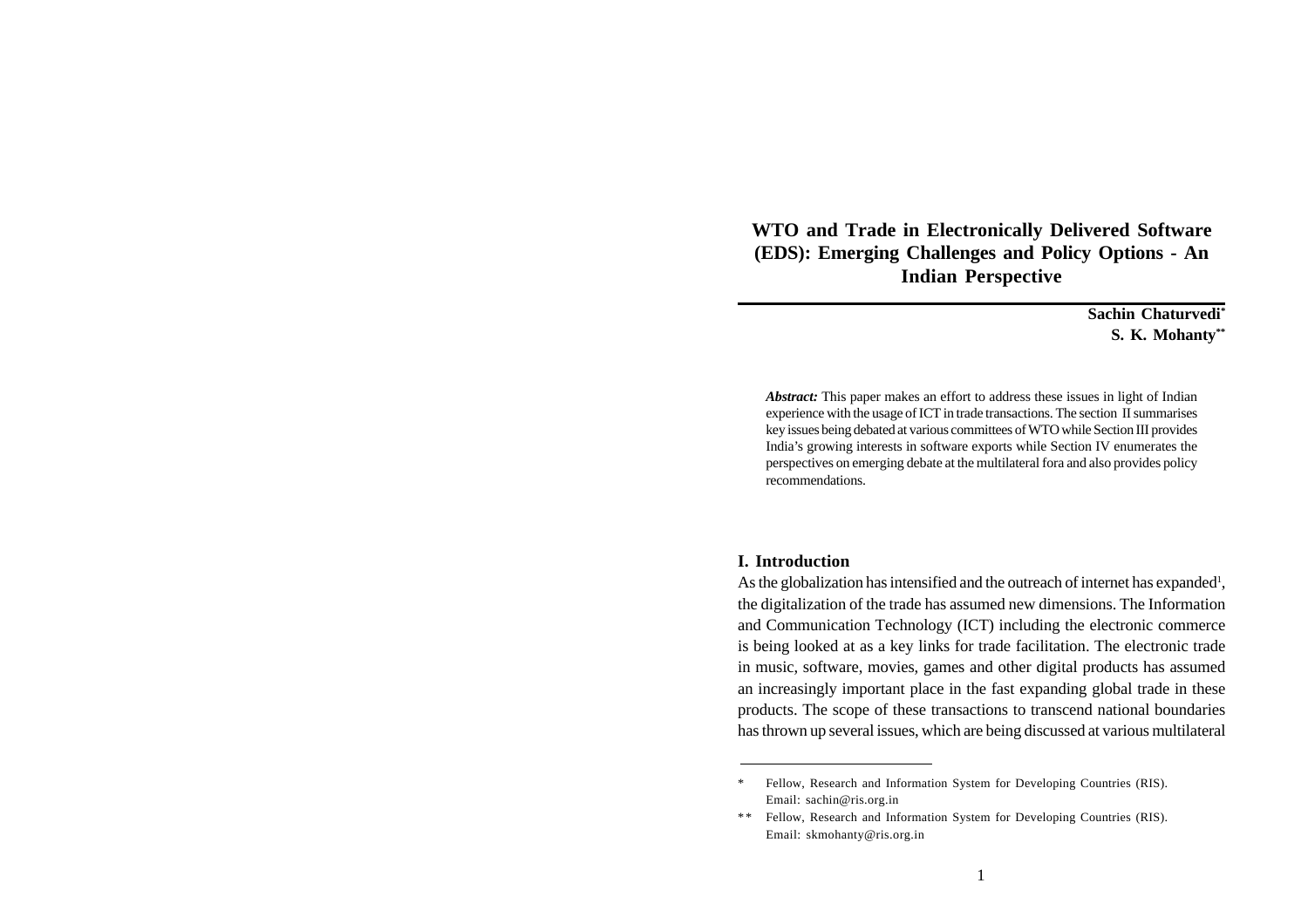# WTO and Trade in Electronically Delivered Software (EDS): Emerging Challenges and Policy Options - An Indian Perspective

**Sachin Chaturvedi***
**S. K. Mohanty****

***Abstract:*** This paper makes an effort to address these issues in light of Indian experience with the usage of ICT in trade transactions. The section II summarises key issues being debated at various committees of WTO while Section III provides India's growing interests in software exports while Section IV enumerates the perspectives on emerging debate at the multilateral fora and also provides policy recommendations.

## I. Introduction

As the globalization has intensified and the outreach of internet has expanded[1], the digitalization of the trade has assumed new dimensions. The Information and Communication Technology (ICT) including the electronic commerce is being looked at as a key links for trade facilitation. The electronic trade in music, software, movies, games and other digital products has assumed an increasingly important place in the fast expanding global trade in these products. The scope of these transactions to transcend national boundaries has thrown up several issues, which are being discussed at various multilateral

---

\* Fellow, Research and Information System for Developing Countries (RIS). Email: sachin@ris.org.in

\*\* Fellow, Research and Information System for Developing Countries (RIS). Email: skmohanty@ris.org.in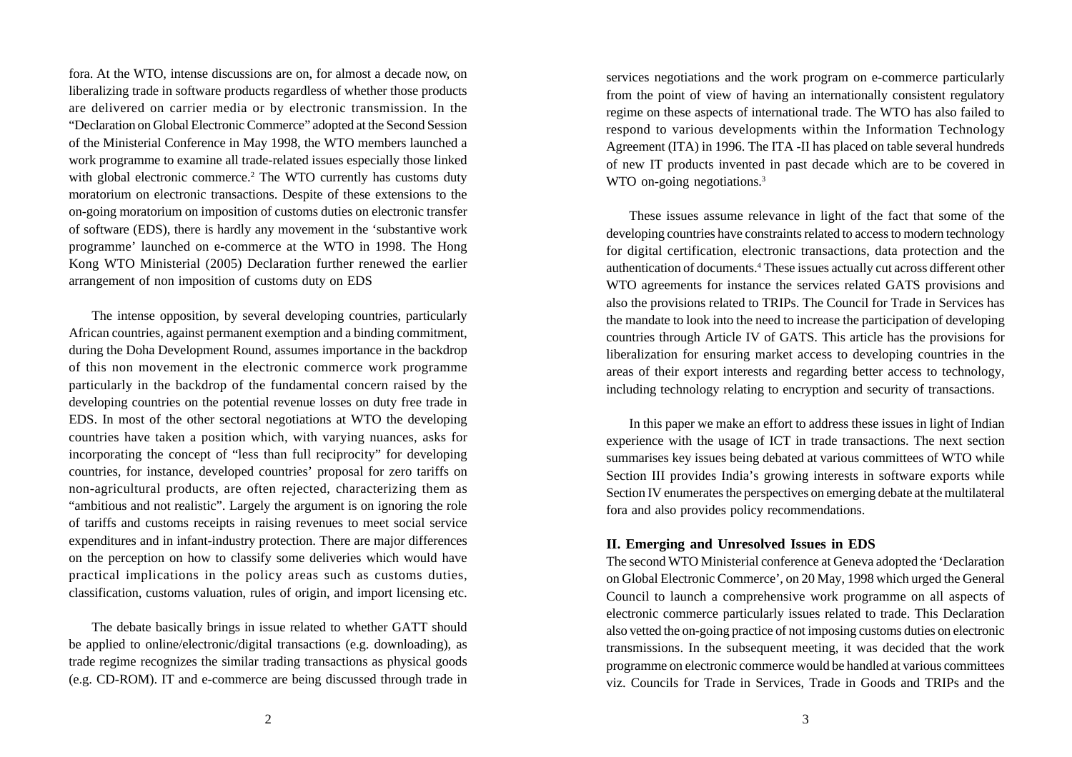fora. At the WTO, intense discussions are on, for almost a decade now, on liberalizing trade in software products regardless of whether those products are delivered on carrier media or by electronic transmission. In the "Declaration on Global Electronic Commerce" adopted at the Second Session of the Ministerial Conference in May 1998, the WTO members launched a work programme to examine all trade-related issues especially those linked with global electronic commerce.[2] The WTO currently has customs duty moratorium on electronic transactions. Despite of these extensions to the on-going moratorium on imposition of customs duties on electronic transfer of software (EDS), there is hardly any movement in the 'substantive work programme' launched on e-commerce at the WTO in 1998. The Hong Kong WTO Ministerial (2005) Declaration further renewed the earlier arrangement of non imposition of customs duty on EDS

The intense opposition, by several developing countries, particularly African countries, against permanent exemption and a binding commitment, during the Doha Development Round, assumes importance in the backdrop of this non movement in the electronic commerce work programme particularly in the backdrop of the fundamental concern raised by the developing countries on the potential revenue losses on duty free trade in EDS. In most of the other sectoral negotiations at WTO the developing countries have taken a position which, with varying nuances, asks for incorporating the concept of "less than full reciprocity" for developing countries, for instance, developed countries' proposal for zero tariffs on non-agricultural products, are often rejected, characterizing them as "ambitious and not realistic". Largely the argument is on ignoring the role of tariffs and customs receipts in raising revenues to meet social service expenditures and in infant-industry protection. There are major differences on the perception on how to classify some deliveries which would have practical implications in the policy areas such as customs duties, classification, customs valuation, rules of origin, and import licensing etc.

The debate basically brings in issue related to whether GATT should be applied to online/electronic/digital transactions (e.g. downloading), as trade regime recognizes the similar trading transactions as physical goods (e.g. CD-ROM). IT and e-commerce are being discussed through trade in services negotiations and the work program on e-commerce particularly from the point of view of having an internationally consistent regulatory regime on these aspects of international trade. The WTO has also failed to respond to various developments within the Information Technology Agreement (ITA) in 1996. The ITA -II has placed on table several hundreds of new IT products invented in past decade which are to be covered in WTO on-going negotiations.[3]

These issues assume relevance in light of the fact that some of the developing countries have constraints related to access to modern technology for digital certification, electronic transactions, data protection and the authentication of documents.[4] These issues actually cut across different other WTO agreements for instance the services related GATS provisions and also the provisions related to TRIPs. The Council for Trade in Services has the mandate to look into the need to increase the participation of developing countries through Article IV of GATS. This article has the provisions for liberalization for ensuring market access to developing countries in the areas of their export interests and regarding better access to technology, including technology relating to encryption and security of transactions.

In this paper we make an effort to address these issues in light of Indian experience with the usage of ICT in trade transactions. The next section summarises key issues being debated at various committees of WTO while Section III provides India's growing interests in software exports while Section IV enumerates the perspectives on emerging debate at the multilateral fora and also provides policy recommendations.

## II. Emerging and Unresolved Issues in EDS

The second WTO Ministerial conference at Geneva adopted the 'Declaration on Global Electronic Commerce', on 20 May, 1998 which urged the General Council to launch a comprehensive work programme on all aspects of electronic commerce particularly issues related to trade. This Declaration also vetted the on-going practice of not imposing customs duties on electronic transmissions. In the subsequent meeting, it was decided that the work programme on electronic commerce would be handled at various committees viz. Councils for Trade in Services, Trade in Goods and TRIPs and the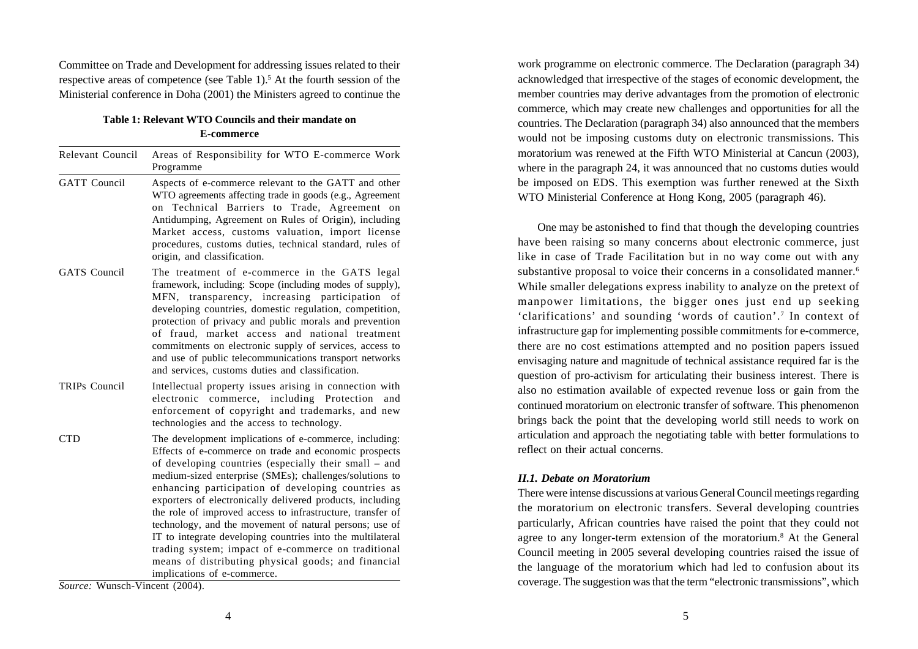Committee on Trade and Development for addressing issues related to their respective areas of competence (see Table 1).[5] At the fourth session of the Ministerial conference in Doha (2001) the Ministers agreed to continue the

**Table 1: Relevant WTO Councils and their mandate on E-commerce**

| Relevant Council | Areas of Responsibility for WTO E-commerce Work Programme |
| --- | --- |
| GATT Council | Aspects of e-commerce relevant to the GATT and other WTO agreements affecting trade in goods (e.g., Agreement on Technical Barriers to Trade, Agreement on Antidumping, Agreement on Rules of Origin), including Market access, customs valuation, import license procedures, customs duties, technical standard, rules of origin, and classification. |
| GATS Council | The treatment of e-commerce in the GATS legal framework, including: Scope (including modes of supply), MFN, transparency, increasing participation of developing countries, domestic regulation, competition, protection of privacy and public morals and prevention of fraud, market access and national treatment commitments on electronic supply of services, access to and use of public telecommunications transport networks and services, customs duties and classification. |
| TRIPs Council | Intellectual property issues arising in connection with electronic commerce, including Protection and enforcement of copyright and trademarks, and new technologies and the access to technology. |
| CTD | The development implications of e-commerce, including: Effects of e-commerce on trade and economic prospects of developing countries (especially their small – and medium-sized enterprise (SMEs); challenges/solutions to enhancing participation of developing countries as exporters of electronically delivered products, including the role of improved access to infrastructure, transfer of technology, and the movement of natural persons; use of IT to integrate developing countries into the multilateral trading system; impact of e-commerce on traditional means of distributing physical goods; and financial implications of e-commerce. |

*Source:* Wunsch-Vincent (2004).

work programme on electronic commerce. The Declaration (paragraph 34) acknowledged that irrespective of the stages of economic development, the member countries may derive advantages from the promotion of electronic commerce, which may create new challenges and opportunities for all the countries. The Declaration (paragraph 34) also announced that the members would not be imposing customs duty on electronic transmissions. This moratorium was renewed at the Fifth WTO Ministerial at Cancun (2003), where in the paragraph 24, it was announced that no customs duties would be imposed on EDS. This exemption was further renewed at the Sixth WTO Ministerial Conference at Hong Kong, 2005 (paragraph 46).

One may be astonished to find that though the developing countries have been raising so many concerns about electronic commerce, just like in case of Trade Facilitation but in no way come out with any substantive proposal to voice their concerns in a consolidated manner.[6] While smaller delegations express inability to analyze on the pretext of manpower limitations, the bigger ones just end up seeking 'clarifications' and sounding 'words of caution'.[7] In context of infrastructure gap for implementing possible commitments for e-commerce, there are no cost estimations attempted and no position papers issued envisaging nature and magnitude of technical assistance required far is the question of pro-activism for articulating their business interest. There is also no estimation available of expected revenue loss or gain from the continued moratorium on electronic transfer of software. This phenomenon brings back the point that the developing world still needs to work on articulation and approach the negotiating table with better formulations to reflect on their actual concerns.

### *II.1. Debate on Moratorium*

There were intense discussions at various General Council meetings regarding the moratorium on electronic transfers. Several developing countries particularly, African countries have raised the point that they could not agree to any longer-term extension of the moratorium.[8] At the General Council meeting in 2005 several developing countries raised the issue of the language of the moratorium which had led to confusion about its coverage. The suggestion was that the term "electronic transmissions", which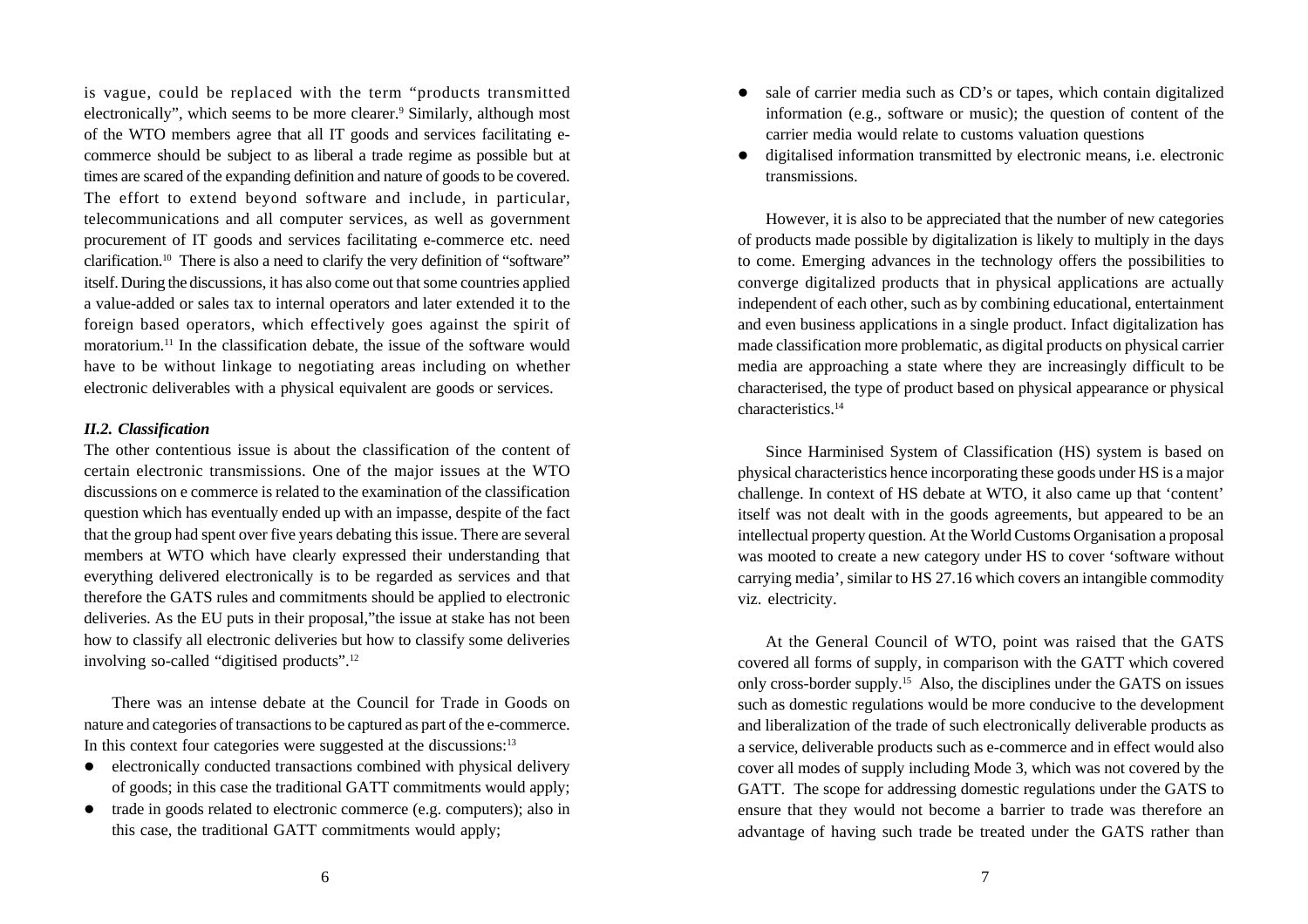is vague, could be replaced with the term "products transmitted electronically", which seems to be more clearer.[9] Similarly, although most of the WTO members agree that all IT goods and services facilitating e-commerce should be subject to as liberal a trade regime as possible but at times are scared of the expanding definition and nature of goods to be covered. The effort to extend beyond software and include, in particular, telecommunications and all computer services, as well as government procurement of IT goods and services facilitating e-commerce etc. need clarification.[10] There is also a need to clarify the very definition of "software" itself. During the discussions, it has also come out that some countries applied a value-added or sales tax to internal operators and later extended it to the foreign based operators, which effectively goes against the spirit of moratorium.[11] In the classification debate, the issue of the software would have to be without linkage to negotiating areas including on whether electronic deliverables with a physical equivalent are goods or services.

### *II.2. Classification*

The other contentious issue is about the classification of the content of certain electronic transmissions. One of the major issues at the WTO discussions on e commerce is related to the examination of the classification question which has eventually ended up with an impasse, despite of the fact that the group had spent over five years debating this issue. There are several members at WTO which have clearly expressed their understanding that everything delivered electronically is to be regarded as services and that therefore the GATS rules and commitments should be applied to electronic deliveries. As the EU puts in their proposal,"the issue at stake has not been how to classify all electronic deliveries but how to classify some deliveries involving so-called "digitised products".[12]

There was an intense debate at the Council for Trade in Goods on nature and categories of transactions to be captured as part of the e-commerce. In this context four categories were suggested at the discussions:[13]

- electronically conducted transactions combined with physical delivery of goods; in this case the traditional GATT commitments would apply;
- trade in goods related to electronic commerce (e.g. computers); also in this case, the traditional GATT commitments would apply;
- sale of carrier media such as CD's or tapes, which contain digitalized information (e.g., software or music); the question of content of the carrier media would relate to customs valuation questions
- digitalised information transmitted by electronic means, i.e. electronic transmissions.

However, it is also to be appreciated that the number of new categories of products made possible by digitalization is likely to multiply in the days to come. Emerging advances in the technology offers the possibilities to converge digitalized products that in physical applications are actually independent of each other, such as by combining educational, entertainment and even business applications in a single product. Infact digitalization has made classification more problematic, as digital products on physical carrier media are approaching a state where they are increasingly difficult to be characterised, the type of product based on physical appearance or physical characteristics.[14]

Since Harminised System of Classification (HS) system is based on physical characteristics hence incorporating these goods under HS is a major challenge. In context of HS debate at WTO, it also came up that 'content' itself was not dealt with in the goods agreements, but appeared to be an intellectual property question. At the World Customs Organisation a proposal was mooted to create a new category under HS to cover 'software without carrying media', similar to HS 27.16 which covers an intangible commodity viz. electricity.

At the General Council of WTO, point was raised that the GATS covered all forms of supply, in comparison with the GATT which covered only cross-border supply.[15] Also, the disciplines under the GATS on issues such as domestic regulations would be more conducive to the development and liberalization of the trade of such electronically deliverable products as a service, deliverable products such as e-commerce and in effect would also cover all modes of supply including Mode 3, which was not covered by the GATT. The scope for addressing domestic regulations under the GATS to ensure that they would not become a barrier to trade was therefore an advantage of having such trade be treated under the GATS rather than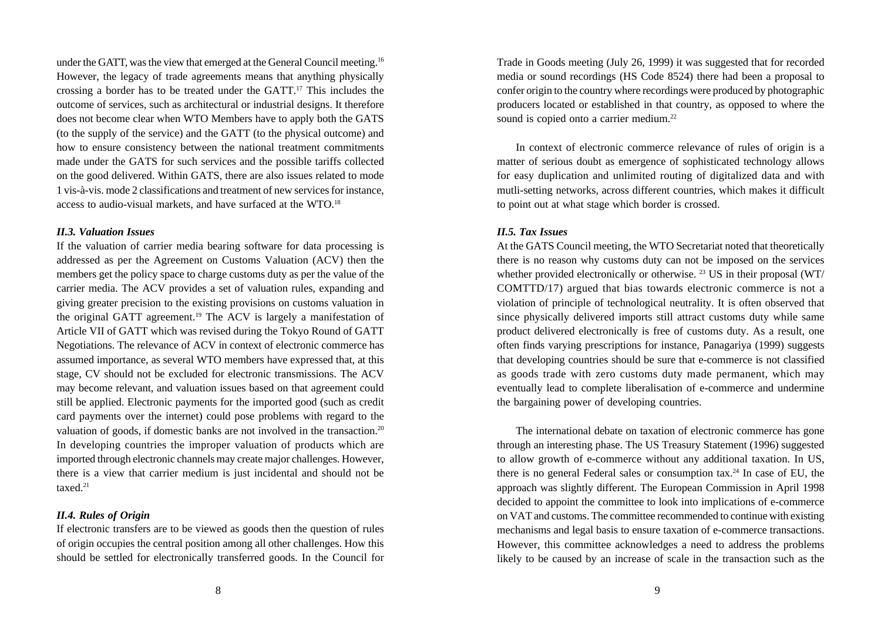under the GATT, was the view that emerged at the General Council meeting.[16] However, the legacy of trade agreements means that anything physically crossing a border has to be treated under the GATT.[17] This includes the outcome of services, such as architectural or industrial designs. It therefore does not become clear when WTO Members have to apply both the GATS (to the supply of the service) and the GATT (to the physical outcome) and how to ensure consistency between the national treatment commitments made under the GATS for such services and the possible tariffs collected on the good delivered. Within GATS, there are also issues related to mode 1 vis-à-vis. mode 2 classifications and treatment of new services for instance, access to audio-visual markets, and have surfaced at the WTO.[18]

### *II.3. Valuation Issues*

If the valuation of carrier media bearing software for data processing is addressed as per the Agreement on Customs Valuation (ACV) then the members get the policy space to charge customs duty as per the value of the carrier media. The ACV provides a set of valuation rules, expanding and giving greater precision to the existing provisions on customs valuation in the original GATT agreement.[19] The ACV is largely a manifestation of Article VII of GATT which was revised during the Tokyo Round of GATT Negotiations. The relevance of ACV in context of electronic commerce has assumed importance, as several WTO members have expressed that, at this stage, CV should not be excluded for electronic transmissions. The ACV may become relevant, and valuation issues based on that agreement could still be applied. Electronic payments for the imported good (such as credit card payments over the internet) could pose problems with regard to the valuation of goods, if domestic banks are not involved in the transaction.[20] In developing countries the improper valuation of products which are imported through electronic channels may create major challenges. However, there is a view that carrier medium is just incidental and should not be taxed.[21]

### *II.4. Rules of Origin*

If electronic transfers are to be viewed as goods then the question of rules of origin occupies the central position among all other challenges. How this should be settled for electronically transferred goods. In the Council for Trade in Goods meeting (July 26, 1999) it was suggested that for recorded media or sound recordings (HS Code 8524) there had been a proposal to confer origin to the country where recordings were produced by photographic producers located or established in that country, as opposed to where the sound is copied onto a carrier medium.[22]

In context of electronic commerce relevance of rules of origin is a matter of serious doubt as emergence of sophisticated technology allows for easy duplication and unlimited routing of digitalized data and with mutli-setting networks, across different countries, which makes it difficult to point out at what stage which border is crossed.

### *II.5. Tax Issues*

At the GATS Council meeting, the WTO Secretariat noted that theoretically there is no reason why customs duty can not be imposed on the services whether provided electronically or otherwise. [23] US in their proposal (WT/COMTTD/17) argued that bias towards electronic commerce is not a violation of principle of technological neutrality. It is often observed that since physically delivered imports still attract customs duty while same product delivered electronically is free of customs duty. As a result, one often finds varying prescriptions for instance, Panagariya (1999) suggests that developing countries should be sure that e-commerce is not classified as goods trade with zero customs duty made permanent, which may eventually lead to complete liberalisation of e-commerce and undermine the bargaining power of developing countries.

The international debate on taxation of electronic commerce has gone through an interesting phase. The US Treasury Statement (1996) suggested to allow growth of e-commerce without any additional taxation. In US, there is no general Federal sales or consumption tax.[24] In case of EU, the approach was slightly different. The European Commission in April 1998 decided to appoint the committee to look into implications of e-commerce on VAT and customs. The committee recommended to continue with existing mechanisms and legal basis to ensure taxation of e-commerce transactions. However, this committee acknowledges a need to address the problems likely to be caused by an increase of scale in the transaction such as the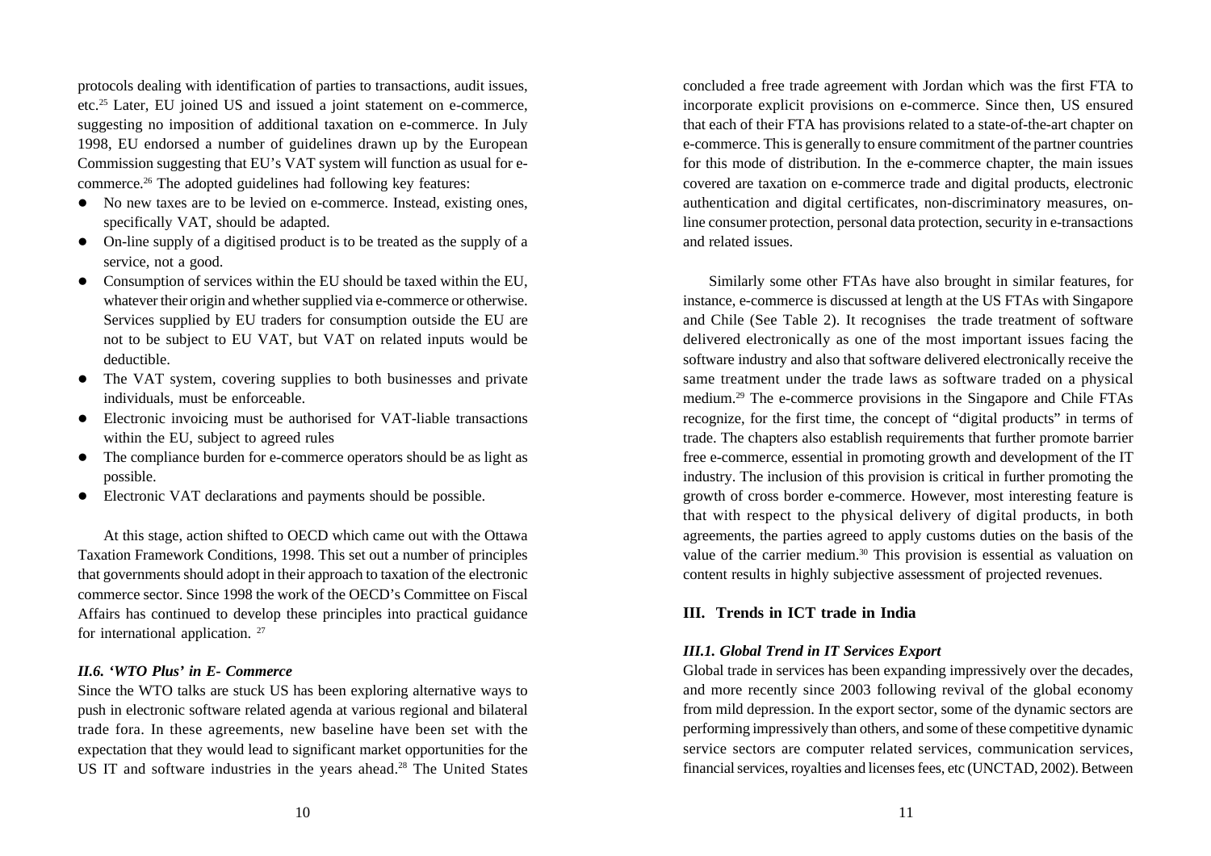protocols dealing with identification of parties to transactions, audit issues, etc.[25] Later, EU joined US and issued a joint statement on e-commerce, suggesting no imposition of additional taxation on e-commerce. In July 1998, EU endorsed a number of guidelines drawn up by the European Commission suggesting that EU's VAT system will function as usual for e-commerce.[26] The adopted guidelines had following key features:

- No new taxes are to be levied on e-commerce. Instead, existing ones, specifically VAT, should be adapted.
- On-line supply of a digitised product is to be treated as the supply of a service, not a good.
- Consumption of services within the EU should be taxed within the EU, whatever their origin and whether supplied via e-commerce or otherwise. Services supplied by EU traders for consumption outside the EU are not to be subject to EU VAT, but VAT on related inputs would be deductible.
- The VAT system, covering supplies to both businesses and private individuals, must be enforceable.
- Electronic invoicing must be authorised for VAT-liable transactions within the EU, subject to agreed rules
- The compliance burden for e-commerce operators should be as light as possible.
- Electronic VAT declarations and payments should be possible.

At this stage, action shifted to OECD which came out with the Ottawa Taxation Framework Conditions, 1998. This set out a number of principles that governments should adopt in their approach to taxation of the electronic commerce sector. Since 1998 the work of the OECD's Committee on Fiscal Affairs has continued to develop these principles into practical guidance for international application. [27]

### *II.6. 'WTO Plus' in E- Commerce*

Since the WTO talks are stuck US has been exploring alternative ways to push in electronic software related agenda at various regional and bilateral trade fora. In these agreements, new baseline have been set with the expectation that they would lead to significant market opportunities for the US IT and software industries in the years ahead.[28] The United States concluded a free trade agreement with Jordan which was the first FTA to incorporate explicit provisions on e-commerce. Since then, US ensured that each of their FTA has provisions related to a state-of-the-art chapter on e-commerce. This is generally to ensure commitment of the partner countries for this mode of distribution. In the e-commerce chapter, the main issues covered are taxation on e-commerce trade and digital products, electronic authentication and digital certificates, non-discriminatory measures, on-line consumer protection, personal data protection, security in e-transactions and related issues.

Similarly some other FTAs have also brought in similar features, for instance, e-commerce is discussed at length at the US FTAs with Singapore and Chile (See Table 2). It recognises the trade treatment of software delivered electronically as one of the most important issues facing the software industry and also that software delivered electronically receive the same treatment under the trade laws as software traded on a physical medium.[29] The e-commerce provisions in the Singapore and Chile FTAs recognize, for the first time, the concept of "digital products" in terms of trade. The chapters also establish requirements that further promote barrier free e-commerce, essential in promoting growth and development of the IT industry. The inclusion of this provision is critical in further promoting the growth of cross border e-commerce. However, most interesting feature is that with respect to the physical delivery of digital products, in both agreements, the parties agreed to apply customs duties on the basis of the value of the carrier medium.[30] This provision is essential as valuation on content results in highly subjective assessment of projected revenues.

## III. Trends in ICT trade in India

### *III.1. Global Trend in IT Services Export*

Global trade in services has been expanding impressively over the decades, and more recently since 2003 following revival of the global economy from mild depression. In the export sector, some of the dynamic sectors are performing impressively than others, and some of these competitive dynamic service sectors are computer related services, communication services, financial services, royalties and licenses fees, etc (UNCTAD, 2002). Between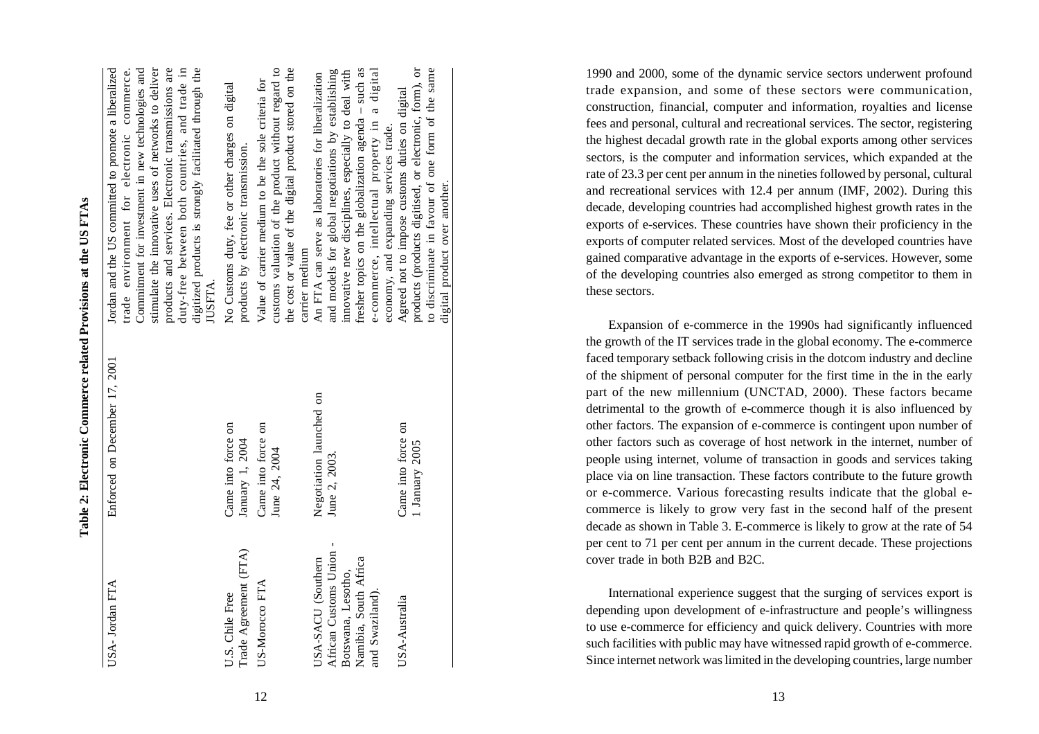**Table 2: Electronic Commerce related Provisions at the US FTAs**

| | | |
|---|---|---|
| USA- Jordan FTA | Enforced on December 17, 2001 | Jordan and the US committed to promote a liberalized trade environment for electronic commerce. Commitment for investment in new technologies and stimulate the innovative uses of networks to deliver products and services. Electronic transmissions are duty-free between both countries, and trade in digitized products is strongly facilitated through the JUSFTA. |
| U.S. Chile Free Trade Agreement (FTA) | Came into force on January 1, 2004 | No Customs duty, fee or other charges on digital products by electronic transmission. |
| US-Morocco FTA | Came into force on June 24, 2004 | Value of carrier medium to be the sole criteria for customs valuation of the product without regard to the cost or value of the digital product stored on the carrier medium |
| USA-SACU (Southern African Customs Union - Botswana, Lesotho, Namibia, South Africa and Swaziland). | Negotiation launched on June 2, 2003. | An FTA can serve as laboratories for liberalization and models for global negotiations by establishing innovative new disciplines, especially to deal with fresher topics on the globalization agenda – such as e-commerce, intellectual property in a digital economy, and expanding services trade. |
| USA-Australia | Came into force on 1 January 2005 | Agreed not to impose customs duties on digital products (products digitised, or electronic, form), or to discriminate in favour of one form of the same digital product over another. |

1990 and 2000, some of the dynamic service sectors underwent profound trade expansion, and some of these sectors were communication, construction, financial, computer and information, royalties and license fees and personal, cultural and recreational services. The sector, registering the highest decadal growth rate in the global exports among other services sectors, is the computer and information services, which expanded at the rate of 23.3 per cent per annum in the nineties followed by personal, cultural and recreational services with 12.4 per annum (IMF, 2002). During this decade, developing countries had accomplished highest growth rates in the exports of e-services. These countries have shown their proficiency in the exports of computer related services. Most of the developed countries have gained comparative advantage in the exports of e-services. However, some of the developing countries also emerged as strong competitor to them in these sectors.

Expansion of e-commerce in the 1990s had significantly influenced the growth of the IT services trade in the global economy. The e-commerce faced temporary setback following crisis in the dotcom industry and decline of the shipment of personal computer for the first time in the in the early part of the new millennium (UNCTAD, 2000). These factors became detrimental to the growth of e-commerce though it is also influenced by other factors. The expansion of e-commerce is contingent upon number of other factors such as coverage of host network in the internet, number of people using internet, volume of transaction in goods and services taking place via on line transaction. These factors contribute to the future growth or e-commerce. Various forecasting results indicate that the global e-commerce is likely to grow very fast in the second half of the present decade as shown in Table 3. E-commerce is likely to grow at the rate of 54 per cent to 71 per cent per annum in the current decade. These projections cover trade in both B2B and B2C.

International experience suggest that the surging of services export is depending upon development of e-infrastructure and people's willingness to use e-commerce for efficiency and quick delivery. Countries with more such facilities with public may have witnessed rapid growth of e-commerce. Since internet network was limited in the developing countries, large number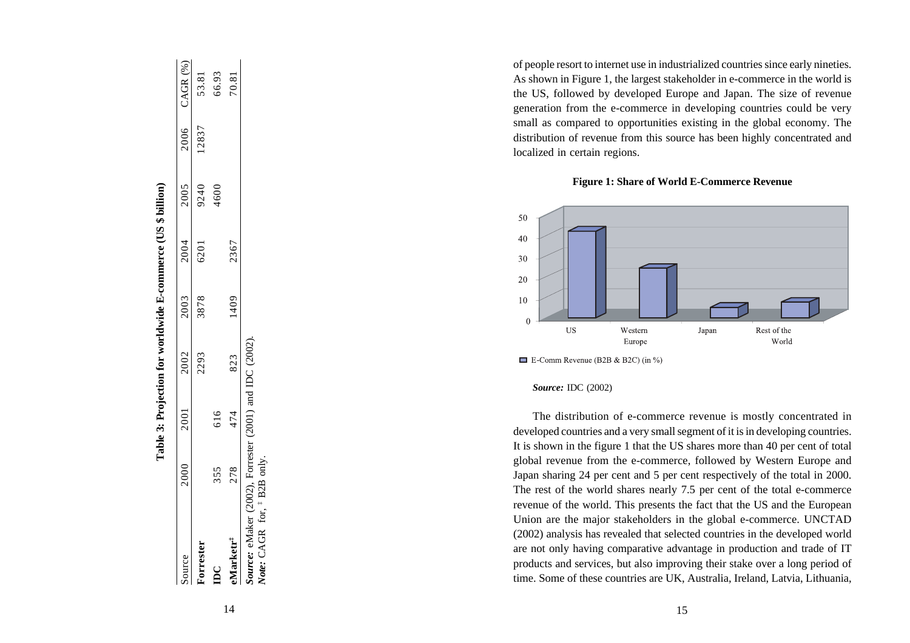**Table 3: Projection for worldwide E-commerce (US $ billion)**

| Source | 2000 | 2001 | 2002 | 2003 | 2004 | 2005 | 2006 | CAGR (%) |
|---|---|---|---|---|---|---|---|---|
| **Forrester** | | | 2293 | 3878 | 6201 | 9240 | 12837 | 53.81 |
| **IDC** | 355 | 616 | | | | 4600 | | 66.93 |
| **eMarketr**[‡] | 278 | 474 | 823 | 1409 | 2367 | | | 70.81 |

***Source:*** eMaker (2002), Forrester (2001) and IDC (2002).
***Note:*** CAGR for, [‡] B2B only.

of people resort to internet use in industrialized countries since early nineties. As shown in Figure 1, the largest stakeholder in e-commerce in the world is the US, followed by developed Europe and Japan. The size of revenue generation from the e-commerce in developing countries could be very small as compared to opportunities existing in the global economy. The distribution of revenue from this source has been highly concentrated and localized in certain regions.

**Figure 1: Share of World E-Commerce Revenue**

***Source:*** IDC (2002)

The distribution of e-commerce revenue is mostly concentrated in developed countries and a very small segment of it is in developing countries. It is shown in the figure 1 that the US shares more than 40 per cent of total global revenue from the e-commerce, followed by Western Europe and Japan sharing 24 per cent and 5 per cent respectively of the total in 2000. The rest of the world shares nearly 7.5 per cent of the total e-commerce revenue of the world. This presents the fact that the US and the European Union are the major stakeholders in the global e-commerce. UNCTAD (2002) analysis has revealed that selected countries in the developed world are not only having comparative advantage in production and trade of IT products and services, but also improving their stake over a long period of time. Some of these countries are UK, Australia, Ireland, Latvia, Lithuania,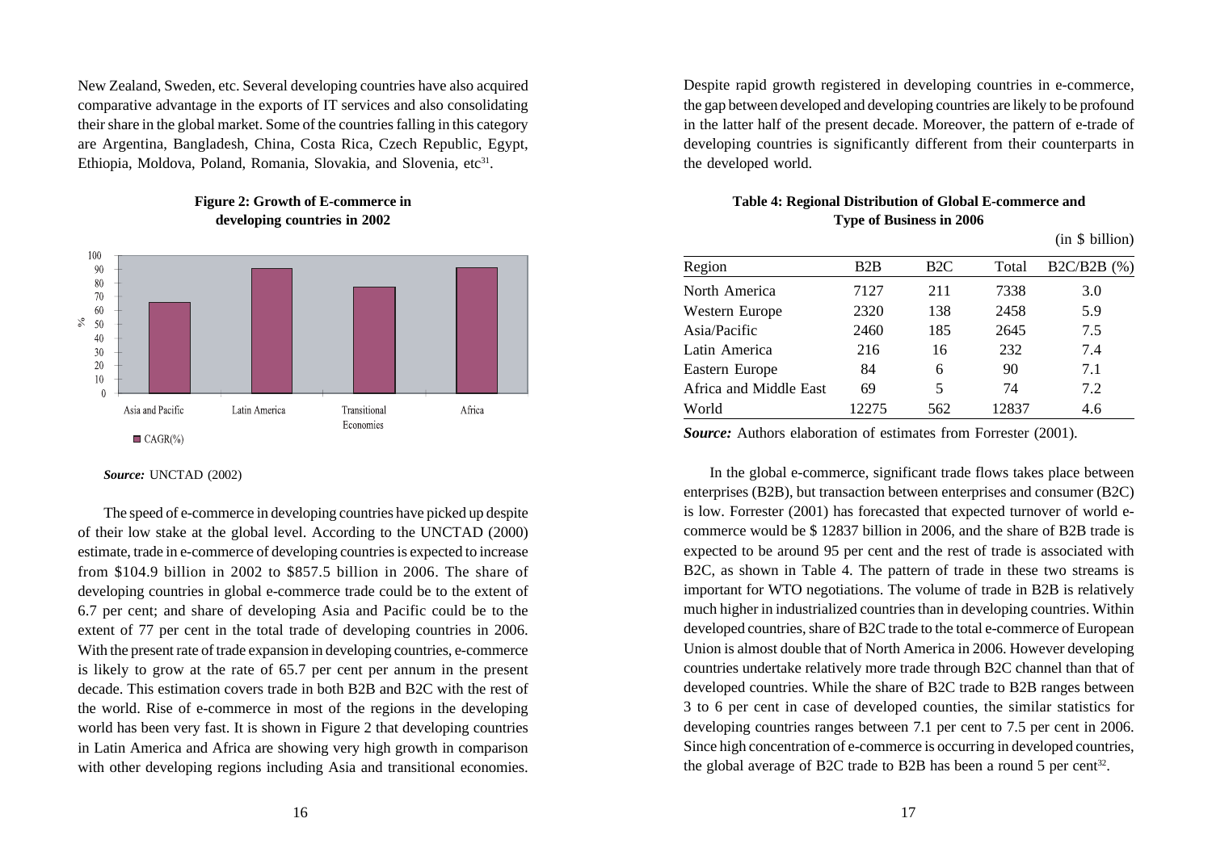New Zealand, Sweden, etc. Several developing countries have also acquired comparative advantage in the exports of IT services and also consolidating their share in the global market. Some of the countries falling in this category are Argentina, Bangladesh, China, Costa Rica, Czech Republic, Egypt, Ethiopia, Moldova, Poland, Romania, Slovakia, and Slovenia, etc[31].

**Figure 2: Growth of E-commerce in developing countries in 2002**

***Source:*** UNCTAD (2002)

The speed of e-commerce in developing countries have picked up despite of their low stake at the global level. According to the UNCTAD (2000) estimate, trade in e-commerce of developing countries is expected to increase from \$104.9 billion in 2002 to \$857.5 billion in 2006. The share of developing countries in global e-commerce trade could be to the extent of 6.7 per cent; and share of developing Asia and Pacific could be to the extent of 77 per cent in the total trade of developing countries in 2006. With the present rate of trade expansion in developing countries, e-commerce is likely to grow at the rate of 65.7 per cent per annum in the present decade. This estimation covers trade in both B2B and B2C with the rest of the world. Rise of e-commerce in most of the regions in the developing world has been very fast. It is shown in Figure 2 that developing countries in Latin America and Africa are showing very high growth in comparison with other developing regions including Asia and transitional economies. Despite rapid growth registered in developing countries in e-commerce, the gap between developed and developing countries are likely to be profound in the latter half of the present decade. Moreover, the pattern of e-trade of developing countries is significantly different from their counterparts in the developed world.

**Table 4: Regional Distribution of Global E-commerce and Type of Business in 2006**

(in \$ billion)

| Region | B2B | B2C | Total | B2C/B2B (%) |
|---|---|---|---|---|
| North America | 7127 | 211 | 7338 | 3.0 |
| Western Europe | 2320 | 138 | 2458 | 5.9 |
| Asia/Pacific | 2460 | 185 | 2645 | 7.5 |
| Latin America | 216 | 16 | 232 | 7.4 |
| Eastern Europe | 84 | 6 | 90 | 7.1 |
| Africa and Middle East | 69 | 5 | 74 | 7.2 |
| World | 12275 | 562 | 12837 | 4.6 |

***Source:*** Authors elaboration of estimates from Forrester (2001).

In the global e-commerce, significant trade flows takes place between enterprises (B2B), but transaction between enterprises and consumer (B2C) is low. Forrester (2001) has forecasted that expected turnover of world e-commerce would be \$ 12837 billion in 2006, and the share of B2B trade is expected to be around 95 per cent and the rest of trade is associated with B2C, as shown in Table 4. The pattern of trade in these two streams is important for WTO negotiations. The volume of trade in B2B is relatively much higher in industrialized countries than in developing countries. Within developed countries, share of B2C trade to the total e-commerce of European Union is almost double that of North America in 2006. However developing countries undertake relatively more trade through B2C channel than that of developed countries. While the share of B2C trade to B2B ranges between 3 to 6 per cent in case of developed counties, the similar statistics for developing countries ranges between 7.1 per cent to 7.5 per cent in 2006. Since high concentration of e-commerce is occurring in developed countries, the global average of B2C trade to B2B has been a round 5 per cent[32].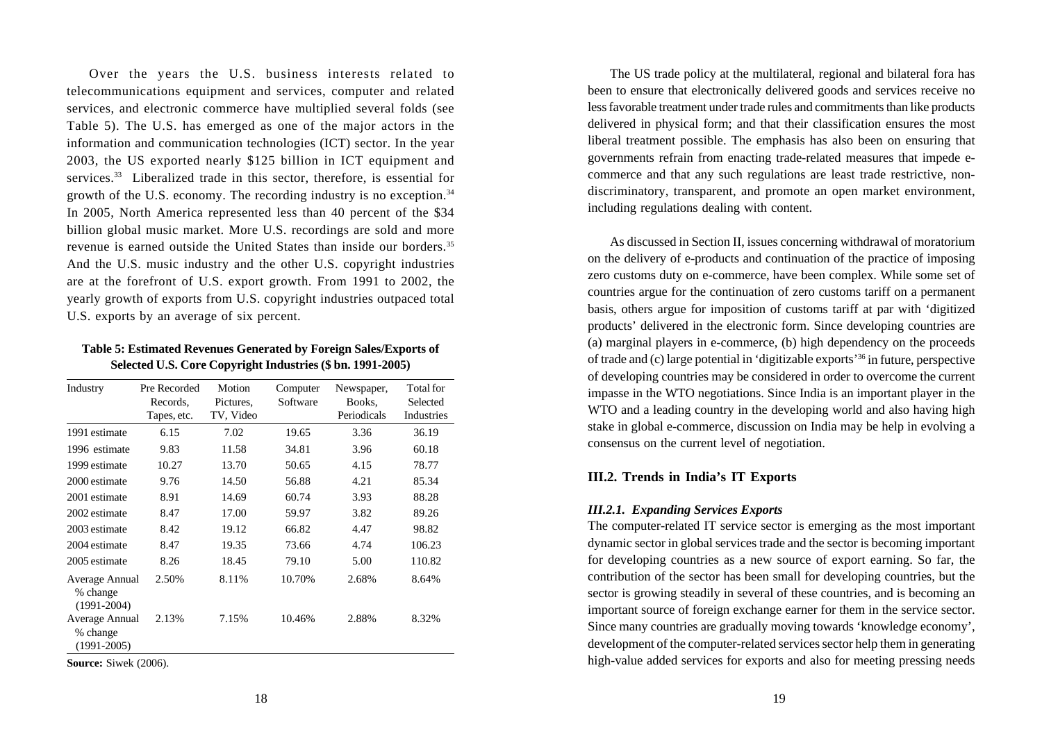Over the years the U.S. business interests related to telecommunications equipment and services, computer and related services, and electronic commerce have multiplied several folds (see Table 5). The U.S. has emerged as one of the major actors in the information and communication technologies (ICT) sector. In the year 2003, the US exported nearly $125 billion in ICT equipment and services.[33] Liberalized trade in this sector, therefore, is essential for growth of the U.S. economy. The recording industry is no exception.[34] In 2005, North America represented less than 40 percent of the $34 billion global music market. More U.S. recordings are sold and more revenue is earned outside the United States than inside our borders.[35] And the U.S. music industry and the other U.S. copyright industries are at the forefront of U.S. export growth. From 1991 to 2002, the yearly growth of exports from U.S. copyright industries outpaced total U.S. exports by an average of six percent.

**Table 5: Estimated Revenues Generated by Foreign Sales/Exports of Selected U.S. Core Copyright Industries ($ bn. 1991-2005)**

| Industry | Pre Recorded Records, Tapes, etc. | Motion Pictures, TV, Video | Computer Software | Newspaper, Books, Periodicals | Total for Selected Industries |
|---|---|---|---|---|---|
| 1991 estimate | 6.15 | 7.02 | 19.65 | 3.36 | 36.19 |
| 1996 estimate | 9.83 | 11.58 | 34.81 | 3.96 | 60.18 |
| 1999 estimate | 10.27 | 13.70 | 50.65 | 4.15 | 78.77 |
| 2000 estimate | 9.76 | 14.50 | 56.88 | 4.21 | 85.34 |
| 2001 estimate | 8.91 | 14.69 | 60.74 | 3.93 | 88.28 |
| 2002 estimate | 8.47 | 17.00 | 59.97 | 3.82 | 89.26 |
| 2003 estimate | 8.42 | 19.12 | 66.82 | 4.47 | 98.82 |
| 2004 estimate | 8.47 | 19.35 | 73.66 | 4.74 | 106.23 |
| 2005 estimate | 8.26 | 18.45 | 79.10 | 5.00 | 110.82 |
| Average Annual % change (1991-2004) | 2.50% | 8.11% | 10.70% | 2.68% | 8.64% |
| Average Annual % change (1991-2005) | 2.13% | 7.15% | 10.46% | 2.88% | 8.32% |

**Source:** Siwek (2006).

The US trade policy at the multilateral, regional and bilateral fora has been to ensure that electronically delivered goods and services receive no less favorable treatment under trade rules and commitments than like products delivered in physical form; and that their classification ensures the most liberal treatment possible. The emphasis has also been on ensuring that governments refrain from enacting trade-related measures that impede e-commerce and that any such regulations are least trade restrictive, non-discriminatory, transparent, and promote an open market environment, including regulations dealing with content.

As discussed in Section II, issues concerning withdrawal of moratorium on the delivery of e-products and continuation of the practice of imposing zero customs duty on e-commerce, have been complex. While some set of countries argue for the continuation of zero customs tariff on a permanent basis, others argue for imposition of customs tariff at par with 'digitized products' delivered in the electronic form. Since developing countries are (a) marginal players in e-commerce, (b) high dependency on the proceeds of trade and (c) large potential in 'digitizable exports'[36] in future, perspective of developing countries may be considered in order to overcome the current impasse in the WTO negotiations. Since India is an important player in the WTO and a leading country in the developing world and also having high stake in global e-commerce, discussion on India may be help in evolving a consensus on the current level of negotiation.

### III.2. Trends in India's IT Exports

#### *III.2.1. Expanding Services Exports*

The computer-related IT service sector is emerging as the most important dynamic sector in global services trade and the sector is becoming important for developing countries as a new source of export earning. So far, the contribution of the sector has been small for developing countries, but the sector is growing steadily in several of these countries, and is becoming an important source of foreign exchange earner for them in the service sector. Since many countries are gradually moving towards 'knowledge economy', development of the computer-related services sector help them in generating high-value added services for exports and also for meeting pressing needs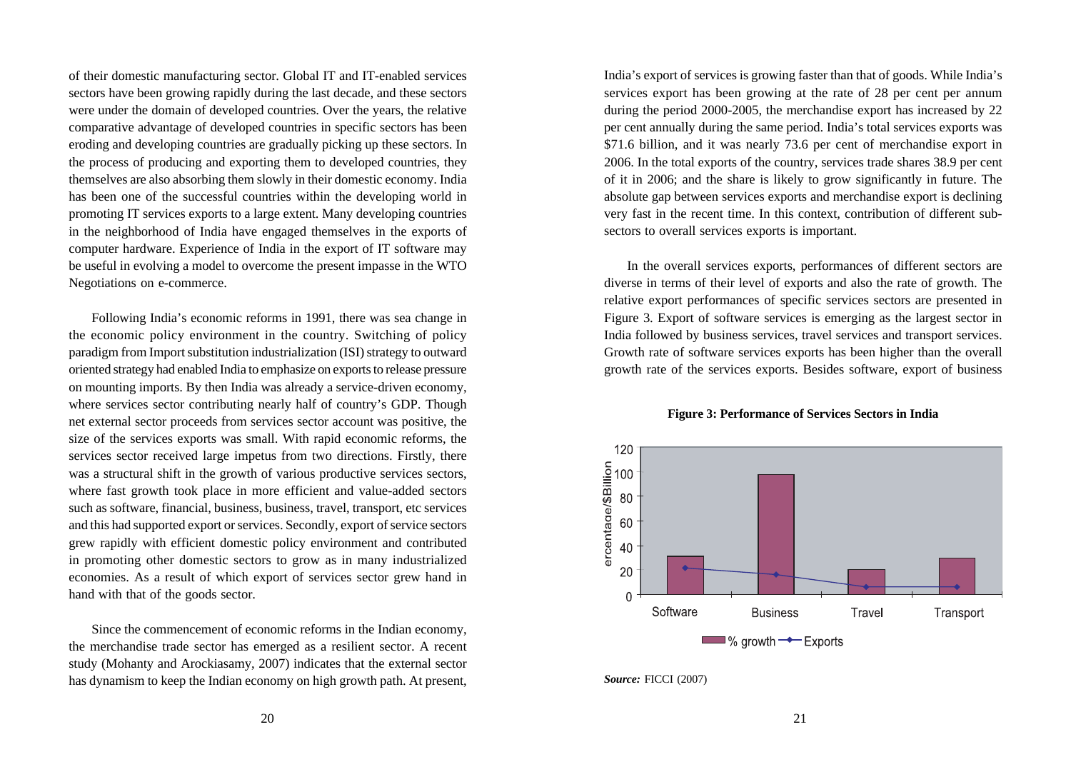of their domestic manufacturing sector. Global IT and IT-enabled services sectors have been growing rapidly during the last decade, and these sectors were under the domain of developed countries. Over the years, the relative comparative advantage of developed countries in specific sectors has been eroding and developing countries are gradually picking up these sectors. In the process of producing and exporting them to developed countries, they themselves are also absorbing them slowly in their domestic economy. India has been one of the successful countries within the developing world in promoting IT services exports to a large extent. Many developing countries in the neighborhood of India have engaged themselves in the exports of computer hardware. Experience of India in the export of IT software may be useful in evolving a model to overcome the present impasse in the WTO Negotiations on e-commerce.

Following India's economic reforms in 1991, there was sea change in the economic policy environment in the country. Switching of policy paradigm from Import substitution industrialization (ISI) strategy to outward oriented strategy had enabled India to emphasize on exports to release pressure on mounting imports. By then India was already a service-driven economy, where services sector contributing nearly half of country's GDP. Though net external sector proceeds from services sector account was positive, the size of the services exports was small. With rapid economic reforms, the services sector received large impetus from two directions. Firstly, there was a structural shift in the growth of various productive services sectors, where fast growth took place in more efficient and value-added sectors such as software, financial, business, business, travel, transport, etc services and this had supported export or services. Secondly, export of service sectors grew rapidly with efficient domestic policy environment and contributed in promoting other domestic sectors to grow as in many industrialized economies. As a result of which export of services sector grew hand in hand with that of the goods sector.

Since the commencement of economic reforms in the Indian economy, the merchandise trade sector has emerged as a resilient sector. A recent study (Mohanty and Arockiasamy, 2007) indicates that the external sector has dynamism to keep the Indian economy on high growth path. At present, India's export of services is growing faster than that of goods. While India's services export has been growing at the rate of 28 per cent per annum during the period 2000-2005, the merchandise export has increased by 22 per cent annually during the same period. India's total services exports was $71.6 billion, and it was nearly 73.6 per cent of merchandise export in 2006. In the total exports of the country, services trade shares 38.9 per cent of it in 2006; and the share is likely to grow significantly in future. The absolute gap between services exports and merchandise export is declining very fast in the recent time. In this context, contribution of different sub-sectors to overall services exports is important.

In the overall services exports, performances of different sectors are diverse in terms of their level of exports and also the rate of growth. The relative export performances of specific services sectors are presented in Figure 3. Export of software services is emerging as the largest sector in India followed by business services, travel services and transport services. Growth rate of software services exports has been higher than the overall growth rate of the services exports. Besides software, export of business

**Figure 3: Performance of Services Sectors in India**

*Source:* FICCI (2007)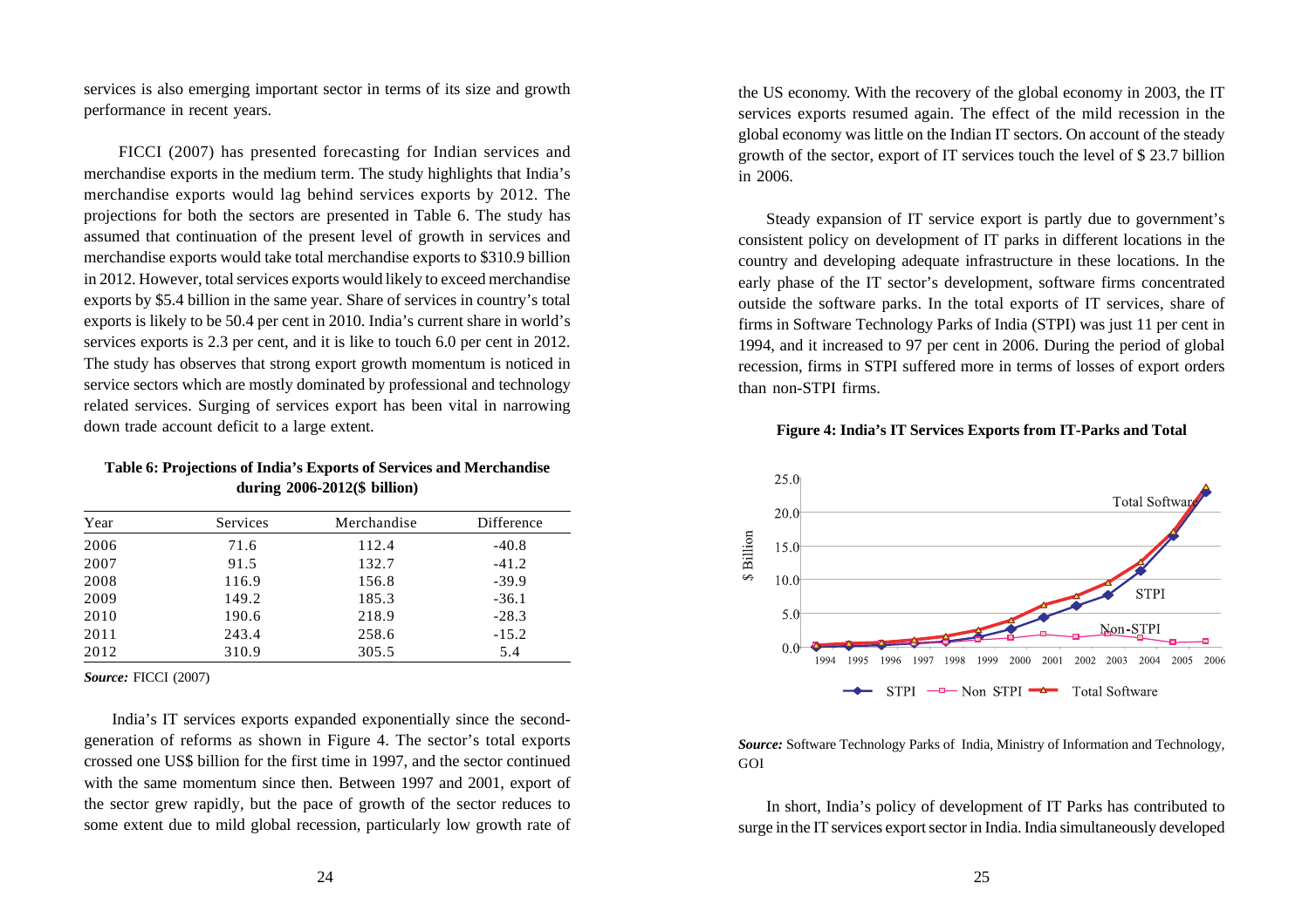services is also emerging important sector in terms of its size and growth performance in recent years.

FICCI (2007) has presented forecasting for Indian services and merchandise exports in the medium term. The study highlights that India's merchandise exports would lag behind services exports by 2012. The projections for both the sectors are presented in Table 6. The study has assumed that continuation of the present level of growth in services and merchandise exports would take total merchandise exports to $310.9 billion in 2012. However, total services exports would likely to exceed merchandise exports by $5.4 billion in the same year. Share of services in country's total exports is likely to be 50.4 per cent in 2010. India's current share in world's services exports is 2.3 per cent, and it is like to touch 6.0 per cent in 2012. The study has observes that strong export growth momentum is noticed in service sectors which are mostly dominated by professional and technology related services. Surging of services export has been vital in narrowing down trade account deficit to a large extent.

**Table 6: Projections of India's Exports of Services and Merchandise during 2006-2012($ billion)**

| Year | Services | Merchandise | Difference |
|---|---|---|---|
| 2006 | 71.6 | 112.4 | -40.8 |
| 2007 | 91.5 | 132.7 | -41.2 |
| 2008 | 116.9 | 156.8 | -39.9 |
| 2009 | 149.2 | 185.3 | -36.1 |
| 2010 | 190.6 | 218.9 | -28.3 |
| 2011 | 243.4 | 258.6 | -15.2 |
| 2012 | 310.9 | 305.5 | 5.4 |

***Source:*** FICCI (2007)

India's IT services exports expanded exponentially since the second-generation of reforms as shown in Figure 4. The sector's total exports crossed one US$ billion for the first time in 1997, and the sector continued with the same momentum since then. Between 1997 and 2001, export of the sector grew rapidly, but the pace of growth of the sector reduces to some extent due to mild global recession, particularly low growth rate of the US economy. With the recovery of the global economy in 2003, the IT services exports resumed again. The effect of the mild recession in the global economy was little on the Indian IT sectors. On account of the steady growth of the sector, export of IT services touch the level of $ 23.7 billion in 2006.

Steady expansion of IT service export is partly due to government's consistent policy on development of IT parks in different locations in the country and developing adequate infrastructure in these locations. In the early phase of the IT sector's development, software firms concentrated outside the software parks. In the total exports of IT services, share of firms in Software Technology Parks of India (STPI) was just 11 per cent in 1994, and it increased to 97 per cent in 2006. During the period of global recession, firms in STPI suffered more in terms of losses of export orders than non-STPI firms.

**Figure 4: India's IT Services Exports from IT-Parks and Total**

***Source:*** Software Technology Parks of India, Ministry of Information and Technology, GOI

In short, India's policy of development of IT Parks has contributed to surge in the IT services export sector in India. India simultaneously developed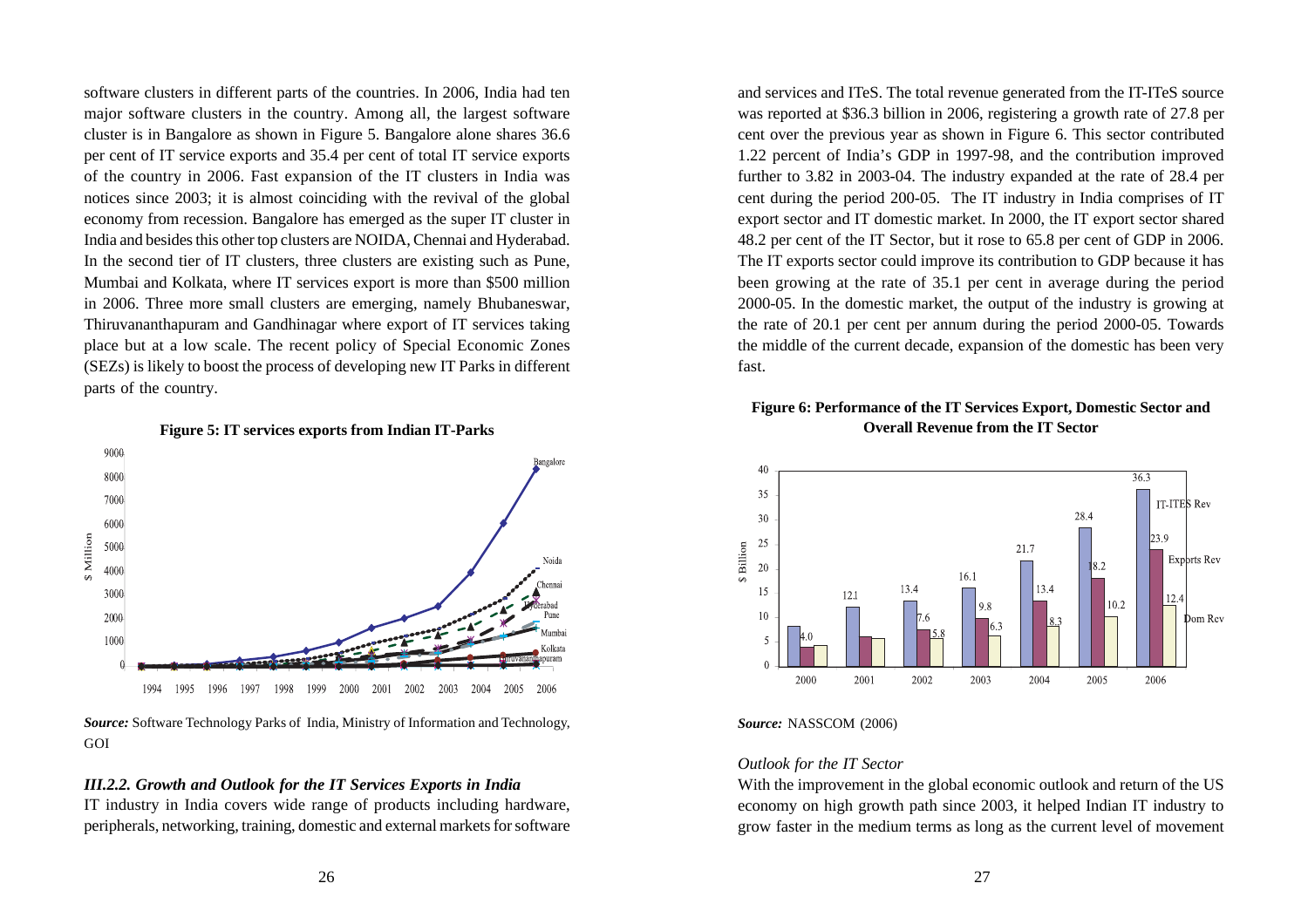software clusters in different parts of the countries. In 2006, India had ten major software clusters in the country. Among all, the largest software cluster is in Bangalore as shown in Figure 5. Bangalore alone shares 36.6 per cent of IT service exports and 35.4 per cent of total IT service exports of the country in 2006. Fast expansion of the IT clusters in India was notices since 2003; it is almost coinciding with the revival of the global economy from recession. Bangalore has emerged as the super IT cluster in India and besides this other top clusters are NOIDA, Chennai and Hyderabad. In the second tier of IT clusters, three clusters are existing such as Pune, Mumbai and Kolkata, where IT services export is more than $500 million in 2006. Three more small clusters are emerging, namely Bhubaneswar, Thiruvananthapuram and Gandhinagar where export of IT services taking place but at a low scale. The recent policy of Special Economic Zones (SEZs) is likely to boost the process of developing new IT Parks in different parts of the country.

**Figure 5: IT services exports from Indian IT-Parks**

***Source:*** Software Technology Parks of India, Ministry of Information and Technology, GOI

### *III.2.2. Growth and Outlook for the IT Services Exports in India*

IT industry in India covers wide range of products including hardware, peripherals, networking, training, domestic and external markets for software and services and ITeS. The total revenue generated from the IT-ITeS source was reported at $36.3 billion in 2006, registering a growth rate of 27.8 per cent over the previous year as shown in Figure 6. This sector contributed 1.22 percent of India's GDP in 1997-98, and the contribution improved further to 3.82 in 2003-04. The industry expanded at the rate of 28.4 per cent during the period 200-05. The IT industry in India comprises of IT export sector and IT domestic market. In 2000, the IT export sector shared 48.2 per cent of the IT Sector, but it rose to 65.8 per cent of GDP in 2006. The IT exports sector could improve its contribution to GDP because it has been growing at the rate of 35.1 per cent in average during the period 2000-05. In the domestic market, the output of the industry is growing at the rate of 20.1 per cent per annum during the period 2000-05. Towards the middle of the current decade, expansion of the domestic has been very fast.

**Figure 6: Performance of the IT Services Export, Domestic Sector and Overall Revenue from the IT Sector**

***Source:*** NASSCOM (2006)

#### *Outlook for the IT Sector*

With the improvement in the global economic outlook and return of the US economy on high growth path since 2003, it helped Indian IT industry to grow faster in the medium terms as long as the current level of movement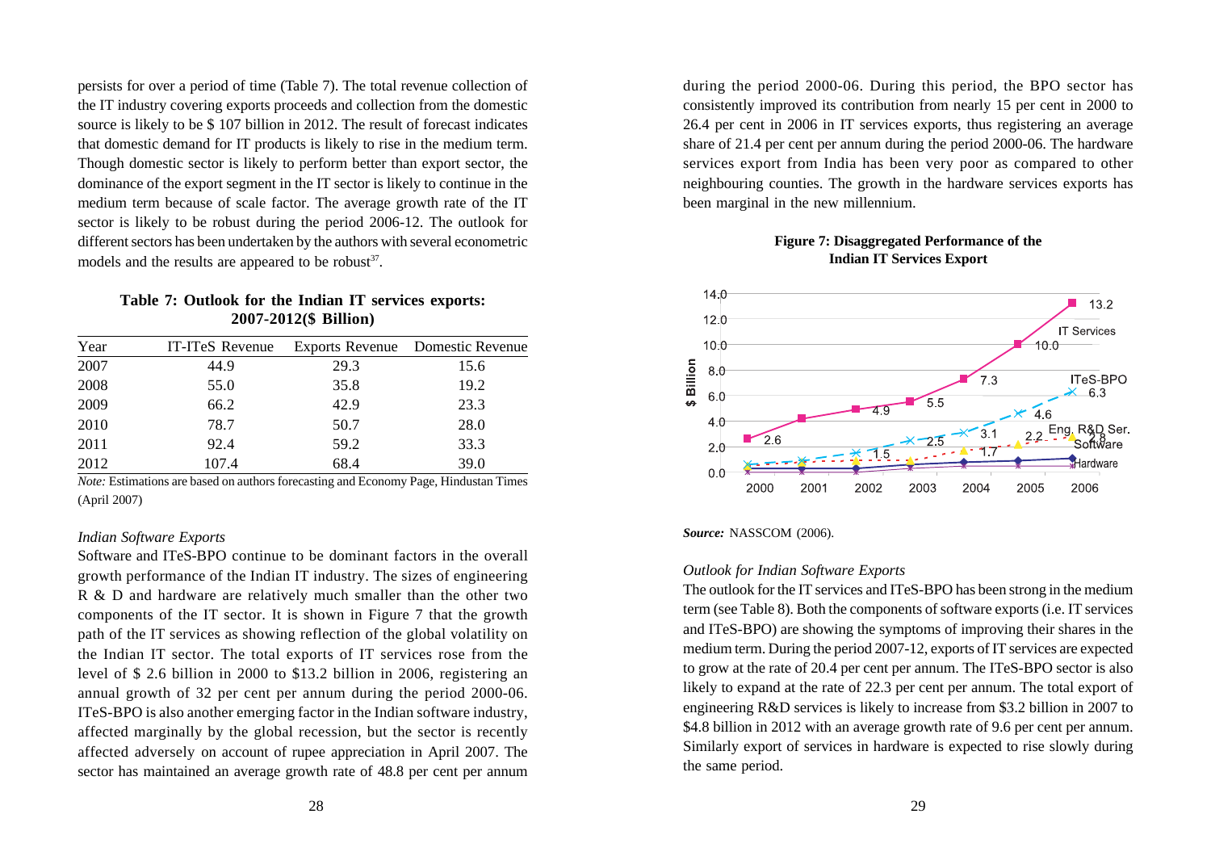persists for over a period of time (Table 7). The total revenue collection of the IT industry covering exports proceeds and collection from the domestic source is likely to be $ 107 billion in 2012. The result of forecast indicates that domestic demand for IT products is likely to rise in the medium term. Though domestic sector is likely to perform better than export sector, the dominance of the export segment in the IT sector is likely to continue in the medium term because of scale factor. The average growth rate of the IT sector is likely to be robust during the period 2006-12. The outlook for different sectors has been undertaken by the authors with several econometric models and the results are appeared to be robust[37].

**Table 7: Outlook for the Indian IT services exports: 2007-2012($ Billion)**

| Year | IT-ITeS Revenue | Exports Revenue | Domestic Revenue |
|---|---|---|---|
| 2007 | 44.9 | 29.3 | 15.6 |
| 2008 | 55.0 | 35.8 | 19.2 |
| 2009 | 66.2 | 42.9 | 23.3 |
| 2010 | 78.7 | 50.7 | 28.0 |
| 2011 | 92.4 | 59.2 | 33.3 |
| 2012 | 107.4 | 68.4 | 39.0 |

*Note:* Estimations are based on authors forecasting and Economy Page, Hindustan Times (April 2007)

*Indian Software Exports*

Software and ITeS-BPO continue to be dominant factors in the overall growth performance of the Indian IT industry. The sizes of engineering R & D and hardware are relatively much smaller than the other two components of the IT sector. It is shown in Figure 7 that the growth path of the IT services as showing reflection of the global volatility on the Indian IT sector. The total exports of IT services rose from the level of $ 2.6 billion in 2000 to $13.2 billion in 2006, registering an annual growth of 32 per cent per annum during the period 2000-06. ITeS-BPO is also another emerging factor in the Indian software industry, affected marginally by the global recession, but the sector is recently affected adversely on account of rupee appreciation in April 2007. The sector has maintained an average growth rate of 48.8 per cent per annum during the period 2000-06. During this period, the BPO sector has consistently improved its contribution from nearly 15 per cent in 2000 to 26.4 per cent in 2006 in IT services exports, thus registering an average share of 21.4 per cent per annum during the period 2000-06. The hardware services export from India has been very poor as compared to other neighbouring counties. The growth in the hardware services exports has been marginal in the new millennium.

**Figure 7: Disaggregated Performance of the Indian IT Services Export**

*Source:* NASSCOM (2006).

*Outlook for Indian Software Exports*

The outlook for the IT services and ITeS-BPO has been strong in the medium term (see Table 8). Both the components of software exports (i.e. IT services and ITeS-BPO) are showing the symptoms of improving their shares in the medium term. During the period 2007-12, exports of IT services are expected to grow at the rate of 20.4 per cent per annum. The ITeS-BPO sector is also likely to expand at the rate of 22.3 per cent per annum. The total export of engineering R&D services is likely to increase from $3.2 billion in 2007 to $4.8 billion in 2012 with an average growth rate of 9.6 per cent per annum. Similarly export of services in hardware is expected to rise slowly during the same period.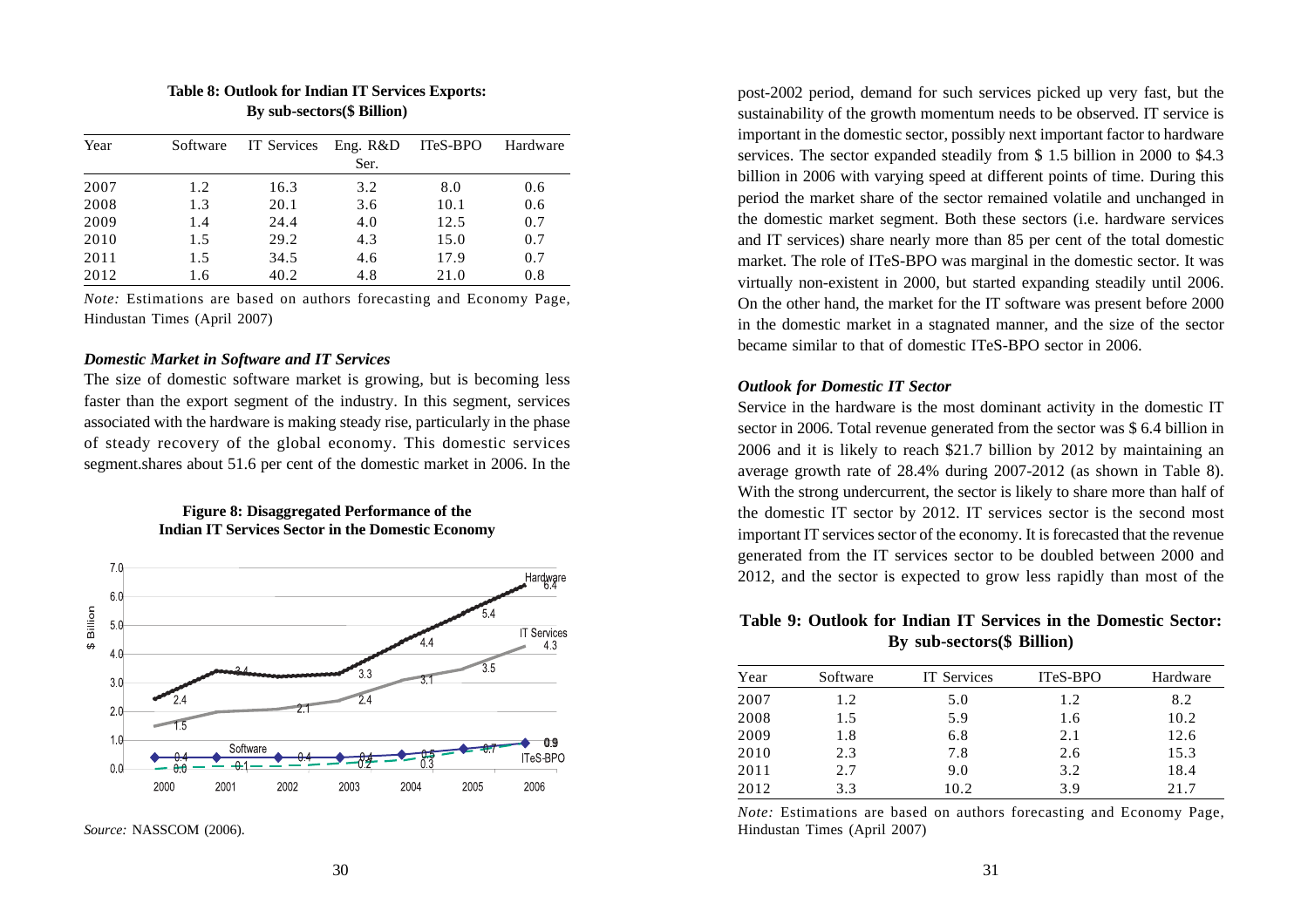**Table 8: Outlook for Indian IT Services Exports: By sub-sectors($ Billion)**

| Year | Software | IT Services | Eng. R&D Ser. | ITeS-BPO | Hardware |
|---|---|---|---|---|---|
| 2007 | 1.2 | 16.3 | 3.2 | 8.0 | 0.6 |
| 2008 | 1.3 | 20.1 | 3.6 | 10.1 | 0.6 |
| 2009 | 1.4 | 24.4 | 4.0 | 12.5 | 0.7 |
| 2010 | 1.5 | 29.2 | 4.3 | 15.0 | 0.7 |
| 2011 | 1.5 | 34.5 | 4.6 | 17.9 | 0.7 |
| 2012 | 1.6 | 40.2 | 4.8 | 21.0 | 0.8 |

*Note:* Estimations are based on authors forecasting and Economy Page, Hindustan Times (April 2007)

### *Domestic Market in Software and IT Services*

The size of domestic software market is growing, but is becoming less faster than the export segment of the industry. In this segment, services associated with the hardware is making steady rise, particularly in the phase of steady recovery of the global economy. This domestic services segment.shares about 51.6 per cent of the domestic market in 2006. In the

**Figure 8: Disaggregated Performance of the Indian IT Services Sector in the Domestic Economy**

*Source:* NASSCOM (2006).

post-2002 period, demand for such services picked up very fast, but the sustainability of the growth momentum needs to be observed. IT service is important in the domestic sector, possibly next important factor to hardware services. The sector expanded steadily from $ 1.5 billion in 2000 to $4.3 billion in 2006 with varying speed at different points of time. During this period the market share of the sector remained volatile and unchanged in the domestic market segment. Both these sectors (i.e. hardware services and IT services) share nearly more than 85 per cent of the total domestic market. The role of ITeS-BPO was marginal in the domestic sector. It was virtually non-existent in 2000, but started expanding steadily until 2006. On the other hand, the market for the IT software was present before 2000 in the domestic market in a stagnated manner, and the size of the sector became similar to that of domestic ITeS-BPO sector in 2006.

### *Outlook for Domestic IT Sector*

Service in the hardware is the most dominant activity in the domestic IT sector in 2006. Total revenue generated from the sector was $ 6.4 billion in 2006 and it is likely to reach $21.7 billion by 2012 by maintaining an average growth rate of 28.4% during 2007-2012 (as shown in Table 8). With the strong undercurrent, the sector is likely to share more than half of the domestic IT sector by 2012. IT services sector is the second most important IT services sector of the economy. It is forecasted that the revenue generated from the IT services sector to be doubled between 2000 and 2012, and the sector is expected to grow less rapidly than most of the

**Table 9: Outlook for Indian IT Services in the Domestic Sector: By sub-sectors($ Billion)**

| Year | Software | IT Services | ITeS-BPO | Hardware |
|---|---|---|---|---|
| 2007 | 1.2 | 5.0 | 1.2 | 8.2 |
| 2008 | 1.5 | 5.9 | 1.6 | 10.2 |
| 2009 | 1.8 | 6.8 | 2.1 | 12.6 |
| 2010 | 2.3 | 7.8 | 2.6 | 15.3 |
| 2011 | 2.7 | 9.0 | 3.2 | 18.4 |
| 2012 | 3.3 | 10.2 | 3.9 | 21.7 |

*Note:* Estimations are based on authors forecasting and Economy Page, Hindustan Times (April 2007)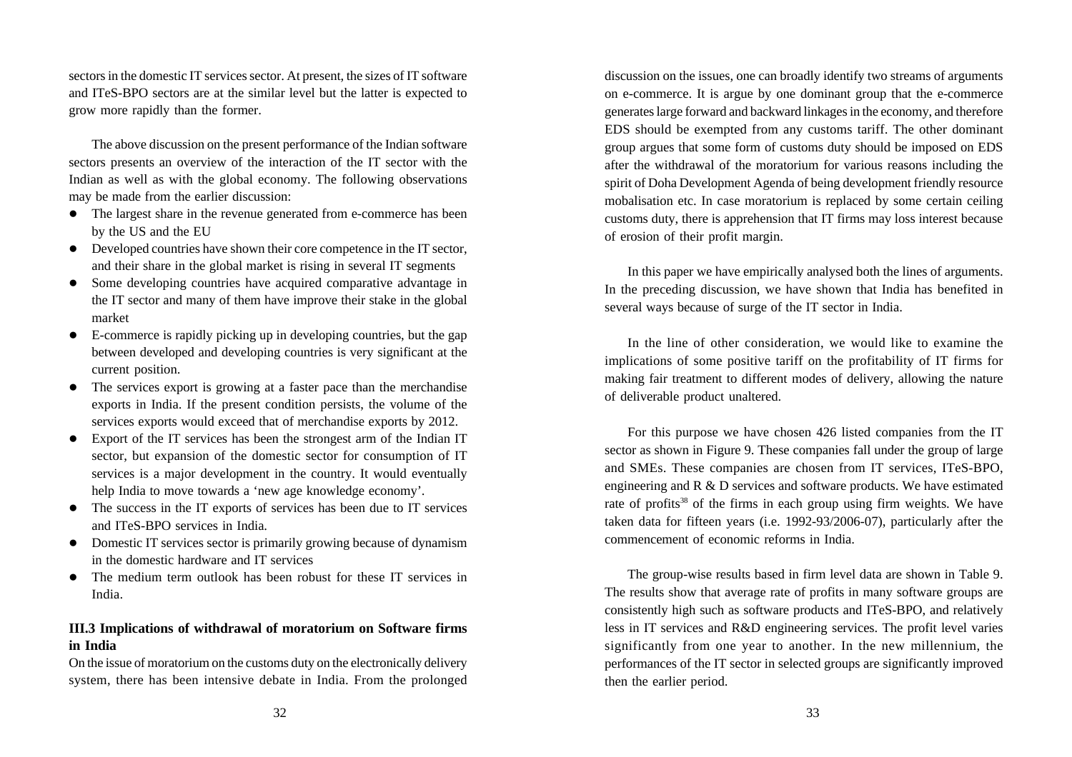sectors in the domestic IT services sector. At present, the sizes of IT software and ITeS-BPO sectors are at the similar level but the latter is expected to grow more rapidly than the former.

The above discussion on the present performance of the Indian software sectors presents an overview of the interaction of the IT sector with the Indian as well as with the global economy. The following observations may be made from the earlier discussion:

- The largest share in the revenue generated from e-commerce has been by the US and the EU
- Developed countries have shown their core competence in the IT sector, and their share in the global market is rising in several IT segments
- Some developing countries have acquired comparative advantage in the IT sector and many of them have improve their stake in the global market
- E-commerce is rapidly picking up in developing countries, but the gap between developed and developing countries is very significant at the current position.
- The services export is growing at a faster pace than the merchandise exports in India. If the present condition persists, the volume of the services exports would exceed that of merchandise exports by 2012.
- Export of the IT services has been the strongest arm of the Indian IT sector, but expansion of the domestic sector for consumption of IT services is a major development in the country. It would eventually help India to move towards a 'new age knowledge economy'.
- The success in the IT exports of services has been due to IT services and ITeS-BPO services in India.
- Domestic IT services sector is primarily growing because of dynamism in the domestic hardware and IT services
- The medium term outlook has been robust for these IT services in India.

### III.3 Implications of withdrawal of moratorium on Software firms in India

On the issue of moratorium on the customs duty on the electronically delivery system, there has been intensive debate in India. From the prolonged discussion on the issues, one can broadly identify two streams of arguments on e-commerce. It is argue by one dominant group that the e-commerce generates large forward and backward linkages in the economy, and therefore EDS should be exempted from any customs tariff. The other dominant group argues that some form of customs duty should be imposed on EDS after the withdrawal of the moratorium for various reasons including the spirit of Doha Development Agenda of being development friendly resource mobalisation etc. In case moratorium is replaced by some certain ceiling customs duty, there is apprehension that IT firms may loss interest because of erosion of their profit margin.

In this paper we have empirically analysed both the lines of arguments. In the preceding discussion, we have shown that India has benefited in several ways because of surge of the IT sector in India.

In the line of other consideration, we would like to examine the implications of some positive tariff on the profitability of IT firms for making fair treatment to different modes of delivery, allowing the nature of deliverable product unaltered.

For this purpose we have chosen 426 listed companies from the IT sector as shown in Figure 9. These companies fall under the group of large and SMEs. These companies are chosen from IT services, ITeS-BPO, engineering and R & D services and software products. We have estimated rate of profits[38] of the firms in each group using firm weights. We have taken data for fifteen years (i.e. 1992-93/2006-07), particularly after the commencement of economic reforms in India.

The group-wise results based in firm level data are shown in Table 9. The results show that average rate of profits in many software groups are consistently high such as software products and ITeS-BPO, and relatively less in IT services and R&D engineering services. The profit level varies significantly from one year to another. In the new millennium, the performances of the IT sector in selected groups are significantly improved then the earlier period.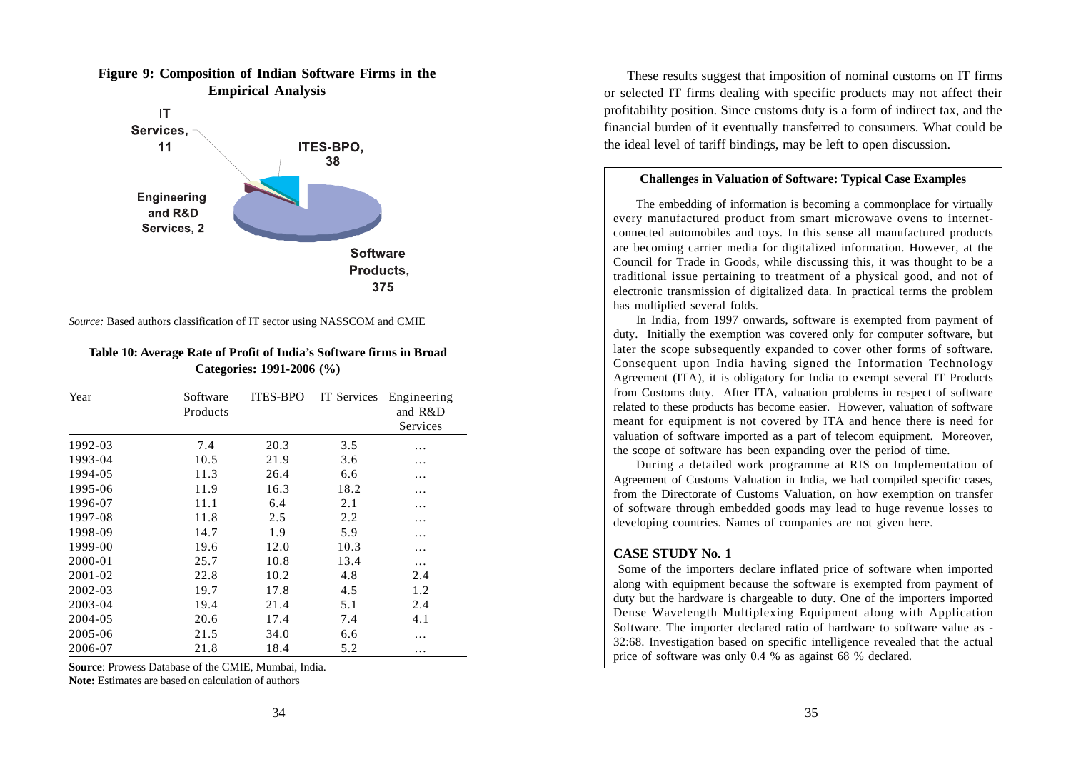**Figure 9: Composition of Indian Software Firms in the Empirical Analysis**

IT Services, 11

ITES-BPO, 38

Engineering and R&D Services, 2

Software Products, 375

*Source:* Based authors classification of IT sector using NASSCOM and CMIE

**Table 10: Average Rate of Profit of India's Software firms in Broad Categories: 1991-2006 (%)**

| Year | Software Products | ITES-BPO | IT Services | Engineering and R&D Services |
|---|---|---|---|---|
| 1992-03 | 7.4 | 20.3 | 3.5 | … |
| 1993-04 | 10.5 | 21.9 | 3.6 | … |
| 1994-05 | 11.3 | 26.4 | 6.6 | … |
| 1995-06 | 11.9 | 16.3 | 18.2 | … |
| 1996-07 | 11.1 | 6.4 | 2.1 | … |
| 1997-08 | 11.8 | 2.5 | 2.2 | … |
| 1998-09 | 14.7 | 1.9 | 5.9 | … |
| 1999-00 | 19.6 | 12.0 | 10.3 | … |
| 2000-01 | 25.7 | 10.8 | 13.4 | … |
| 2001-02 | 22.8 | 10.2 | 4.8 | 2.4 |
| 2002-03 | 19.7 | 17.8 | 4.5 | 1.2 |
| 2003-04 | 19.4 | 21.4 | 5.1 | 2.4 |
| 2004-05 | 20.6 | 17.4 | 7.4 | 4.1 |
| 2005-06 | 21.5 | 34.0 | 6.6 | … |
| 2006-07 | 21.8 | 18.4 | 5.2 | … |

**Source**: Prowess Database of the CMIE, Mumbai, India.
**Note:** Estimates are based on calculation of authors

These results suggest that imposition of nominal customs on IT firms or selected IT firms dealing with specific products may not affect their profitability position. Since customs duty is a form of indirect tax, and the financial burden of it eventually transferred to consumers. What could be the ideal level of tariff bindings, may be left to open discussion.

**Challenges in Valuation of Software: Typical Case Examples**

The embedding of information is becoming a commonplace for virtually every manufactured product from smart microwave ovens to internet-connected automobiles and toys. In this sense all manufactured products are becoming carrier media for digitalized information. However, at the Council for Trade in Goods, while discussing this, it was thought to be a traditional issue pertaining to treatment of a physical good, and not of electronic transmission of digitalized data. In practical terms the problem has multiplied several folds.

In India, from 1997 onwards, software is exempted from payment of duty. Initially the exemption was covered only for computer software, but later the scope subsequently expanded to cover other forms of software. Consequent upon India having signed the Information Technology Agreement (ITA), it is obligatory for India to exempt several IT Products from Customs duty. After ITA, valuation problems in respect of software related to these products has become easier. However, valuation of software meant for equipment is not covered by ITA and hence there is need for valuation of software imported as a part of telecom equipment. Moreover, the scope of software has been expanding over the period of time.

During a detailed work programme at RIS on Implementation of Agreement of Customs Valuation in India, we had compiled specific cases, from the Directorate of Customs Valuation, on how exemption on transfer of software through embedded goods may lead to huge revenue losses to developing countries. Names of companies are not given here.

**CASE STUDY No. 1**

Some of the importers declare inflated price of software when imported along with equipment because the software is exempted from payment of duty but the hardware is chargeable to duty. One of the importers imported Dense Wavelength Multiplexing Equipment along with Application Software. The importer declared ratio of hardware to software value as - 32:68. Investigation based on specific intelligence revealed that the actual price of software was only 0.4 % as against 68 % declared.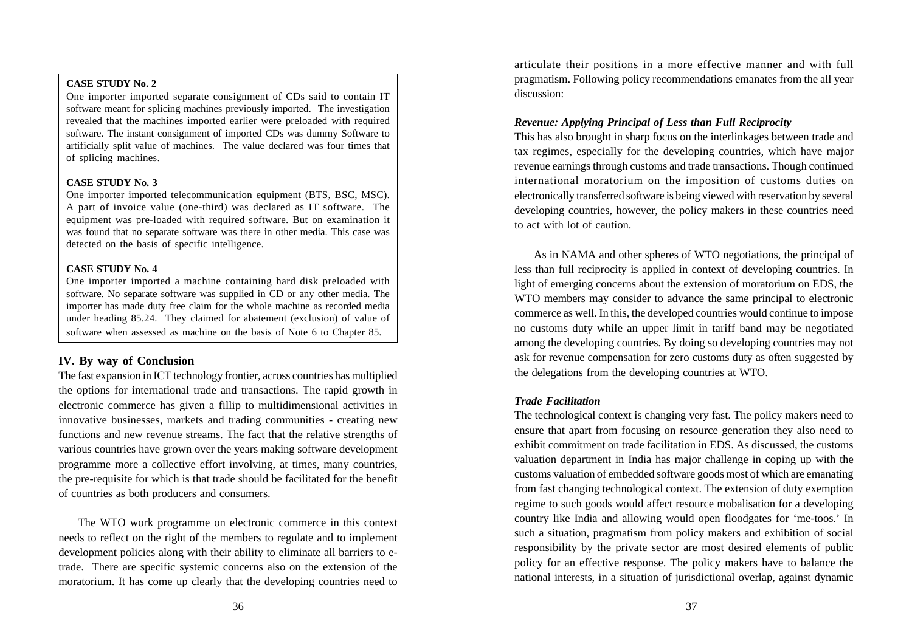**CASE STUDY No. 2**

One importer imported separate consignment of CDs said to contain IT software meant for splicing machines previously imported. The investigation revealed that the machines imported earlier were preloaded with required software. The instant consignment of imported CDs was dummy Software to artificially split value of machines. The value declared was four times that of splicing machines.

**CASE STUDY No. 3**

One importer imported telecommunication equipment (BTS, BSC, MSC). A part of invoice value (one-third) was declared as IT software. The equipment was pre-loaded with required software. But on examination it was found that no separate software was there in other media. This case was detected on the basis of specific intelligence.

**CASE STUDY No. 4**

One importer imported a machine containing hard disk preloaded with software. No separate software was supplied in CD or any other media. The importer has made duty free claim for the whole machine as recorded media under heading 85.24. They claimed for abatement (exclusion) of value of software when assessed as machine on the basis of Note 6 to Chapter 85.

## IV. By way of Conclusion

The fast expansion in ICT technology frontier, across countries has multiplied the options for international trade and transactions. The rapid growth in electronic commerce has given a fillip to multidimensional activities in innovative businesses, markets and trading communities - creating new functions and new revenue streams. The fact that the relative strengths of various countries have grown over the years making software development programme more a collective effort involving, at times, many countries, the pre-requisite for which is that trade should be facilitated for the benefit of countries as both producers and consumers.

The WTO work programme on electronic commerce in this context needs to reflect on the right of the members to regulate and to implement development policies along with their ability to eliminate all barriers to e-trade. There are specific systemic concerns also on the extension of the moratorium. It has come up clearly that the developing countries need to articulate their positions in a more effective manner and with full pragmatism. Following policy recommendations emanates from the all year discussion:

### *Revenue: Applying Principal of Less than Full Reciprocity*

This has also brought in sharp focus on the interlinkages between trade and tax regimes, especially for the developing countries, which have major revenue earnings through customs and trade transactions. Though continued international moratorium on the imposition of customs duties on electronically transferred software is being viewed with reservation by several developing countries, however, the policy makers in these countries need to act with lot of caution.

As in NAMA and other spheres of WTO negotiations, the principal of less than full reciprocity is applied in context of developing countries. In light of emerging concerns about the extension of moratorium on EDS, the WTO members may consider to advance the same principal to electronic commerce as well. In this, the developed countries would continue to impose no customs duty while an upper limit in tariff band may be negotiated among the developing countries. By doing so developing countries may not ask for revenue compensation for zero customs duty as often suggested by the delegations from the developing countries at WTO.

### *Trade Facilitation*

The technological context is changing very fast. The policy makers need to ensure that apart from focusing on resource generation they also need to exhibit commitment on trade facilitation in EDS. As discussed, the customs valuation department in India has major challenge in coping up with the customs valuation of embedded software goods most of which are emanating from fast changing technological context. The extension of duty exemption regime to such goods would affect resource mobalisation for a developing country like India and allowing would open floodgates for 'me-toos.' In such a situation, pragmatism from policy makers and exhibition of social responsibility by the private sector are most desired elements of public policy for an effective response. The policy makers have to balance the national interests, in a situation of jurisdictional overlap, against dynamic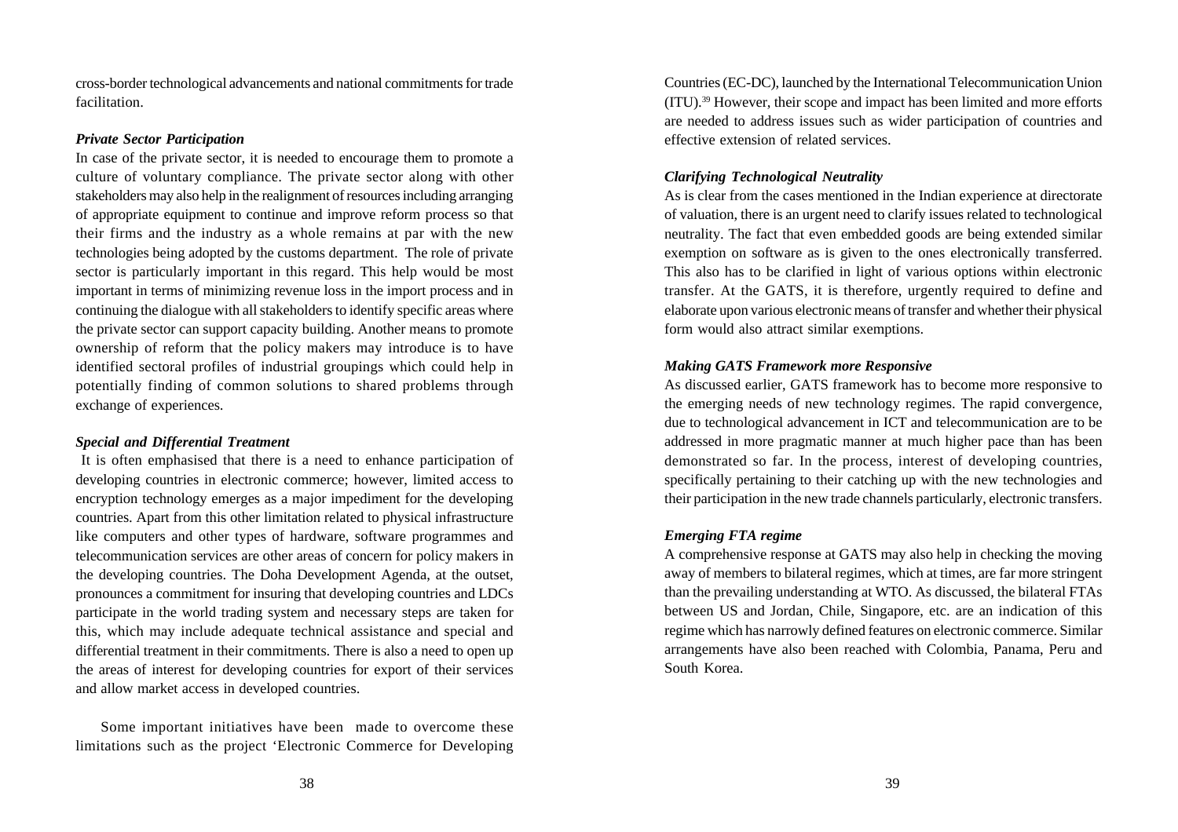cross-border technological advancements and national commitments for trade facilitation.

***Private Sector Participation***

In case of the private sector, it is needed to encourage them to promote a culture of voluntary compliance. The private sector along with other stakeholders may also help in the realignment of resources including arranging of appropriate equipment to continue and improve reform process so that their firms and the industry as a whole remains at par with the new technologies being adopted by the customs department. The role of private sector is particularly important in this regard. This help would be most important in terms of minimizing revenue loss in the import process and in continuing the dialogue with all stakeholders to identify specific areas where the private sector can support capacity building. Another means to promote ownership of reform that the policy makers may introduce is to have identified sectoral profiles of industrial groupings which could help in potentially finding of common solutions to shared problems through exchange of experiences.

***Special and Differential Treatment***

It is often emphasised that there is a need to enhance participation of developing countries in electronic commerce; however, limited access to encryption technology emerges as a major impediment for the developing countries. Apart from this other limitation related to physical infrastructure like computers and other types of hardware, software programmes and telecommunication services are other areas of concern for policy makers in the developing countries. The Doha Development Agenda, at the outset, pronounces a commitment for insuring that developing countries and LDCs participate in the world trading system and necessary steps are taken for this, which may include adequate technical assistance and special and differential treatment in their commitments. There is also a need to open up the areas of interest for developing countries for export of their services and allow market access in developed countries.

Some important initiatives have been made to overcome these limitations such as the project 'Electronic Commerce for Developing Countries (EC-DC), launched by the International Telecommunication Union (ITU).[39] However, their scope and impact has been limited and more efforts are needed to address issues such as wider participation of countries and effective extension of related services.

***Clarifying Technological Neutrality***

As is clear from the cases mentioned in the Indian experience at directorate of valuation, there is an urgent need to clarify issues related to technological neutrality. The fact that even embedded goods are being extended similar exemption on software as is given to the ones electronically transferred. This also has to be clarified in light of various options within electronic transfer. At the GATS, it is therefore, urgently required to define and elaborate upon various electronic means of transfer and whether their physical form would also attract similar exemptions.

***Making GATS Framework more Responsive***

As discussed earlier, GATS framework has to become more responsive to the emerging needs of new technology regimes. The rapid convergence, due to technological advancement in ICT and telecommunication are to be addressed in more pragmatic manner at much higher pace than has been demonstrated so far. In the process, interest of developing countries, specifically pertaining to their catching up with the new technologies and their participation in the new trade channels particularly, electronic transfers.

***Emerging FTA regime***

A comprehensive response at GATS may also help in checking the moving away of members to bilateral regimes, which at times, are far more stringent than the prevailing understanding at WTO. As discussed, the bilateral FTAs between US and Jordan, Chile, Singapore, etc. are an indication of this regime which has narrowly defined features on electronic commerce. Similar arrangements have also been reached with Colombia, Panama, Peru and South Korea.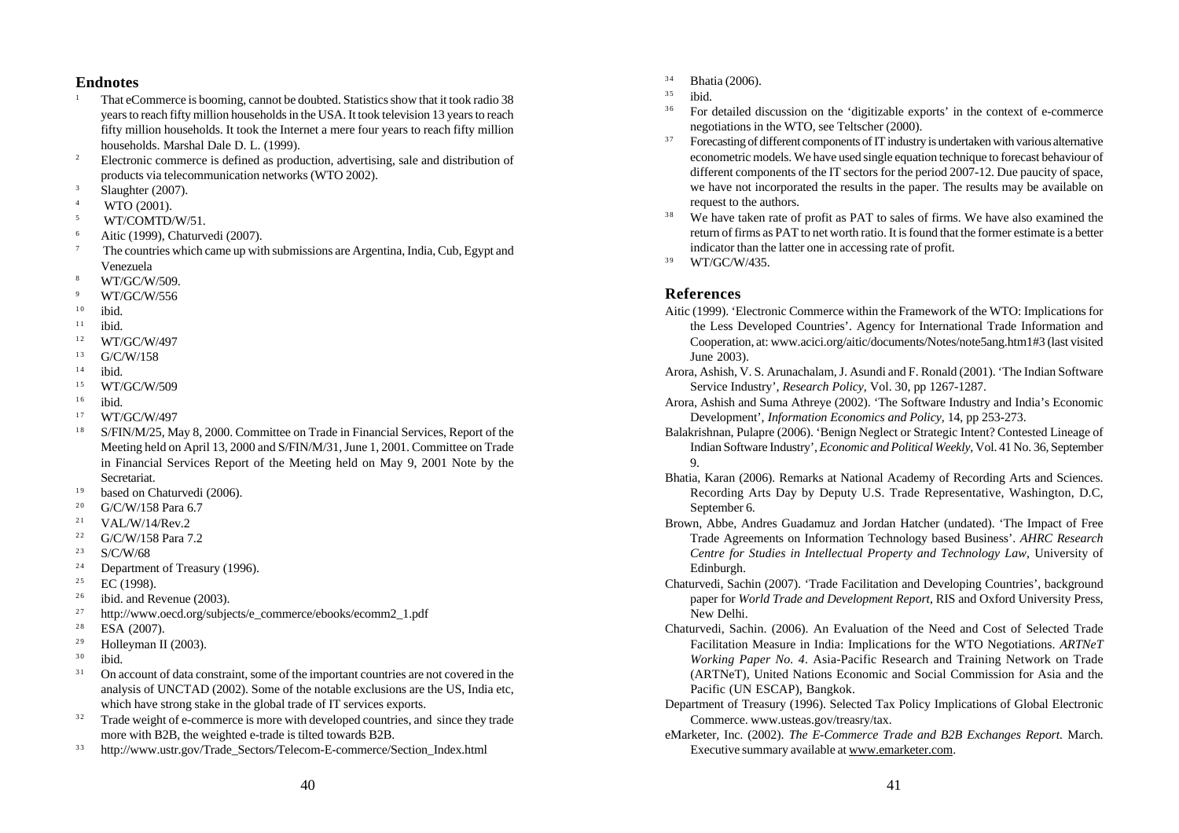## Endnotes

[1] That eCommerce is booming, cannot be doubted. Statistics show that it took radio 38 years to reach fifty million households in the USA. It took television 13 years to reach fifty million households. It took the Internet a mere four years to reach fifty million households. Marshal Dale D. L. (1999).

[2] Electronic commerce is defined as production, advertising, sale and distribution of products via telecommunication networks (WTO 2002).

[3] Slaughter (2007).

[4] WTO (2001).

[5] WT/COMTD/W/51.

[6] Aitic (1999), Chaturvedi (2007).

[7] The countries which came up with submissions are Argentina, India, Cub, Egypt and Venezuela

[8] WT/GC/W/509.

[9] WT/GC/W/556

[10] ibid.

[11] ibid.

[12] WT/GC/W/497

[13] G/C/W/158

[14] ibid.

[15] WT/GC/W/509

[16] ibid.

[17] WT/GC/W/497

[18] S/FIN/M/25, May 8, 2000. Committee on Trade in Financial Services, Report of the Meeting held on April 13, 2000 and S/FIN/M/31, June 1, 2001. Committee on Trade in Financial Services Report of the Meeting held on May 9, 2001 Note by the Secretariat.

[19] based on Chaturvedi (2006).

[20] G/C/W/158 Para 6.7

[21] VAL/W/14/Rev.2

[22] G/C/W/158 Para 7.2

[23] S/C/W/68

[24] Department of Treasury (1996).

[25] EC (1998).

[26] ibid. and Revenue (2003).

[27] http://www.oecd.org/subjects/e_commerce/ebooks/ecomm2_1.pdf

[28] ESA (2007).

[29] Holleyman II (2003).

[30] ibid.

[31] On account of data constraint, some of the important countries are not covered in the analysis of UNCTAD (2002). Some of the notable exclusions are the US, India etc, which have strong stake in the global trade of IT services exports.

[32] Trade weight of e-commerce is more with developed countries, and since they trade more with B2B, the weighted e-trade is tilted towards B2B.

[33] http://www.ustr.gov/Trade_Sectors/Telecom-E-commerce/Section_Index.html

[34] Bhatia (2006).

[35] ibid.

[36] For detailed discussion on the 'digitizable exports' in the context of e-commerce negotiations in the WTO, see Teltscher (2000).

[37] Forecasting of different components of IT industry is undertaken with various alternative econometric models. We have used single equation technique to forecast behaviour of different components of the IT sectors for the period 2007-12. Due paucity of space, we have not incorporated the results in the paper. The results may be available on request to the authors.

[38] We have taken rate of profit as PAT to sales of firms. We have also examined the return of firms as PAT to net worth ratio. It is found that the former estimate is a better indicator than the latter one in accessing rate of profit.

[39] WT/GC/W/435.

## References

Aitic (1999). 'Electronic Commerce within the Framework of the WTO: Implications for the Less Developed Countries'. Agency for International Trade Information and Cooperation, at: www.acici.org/aitic/documents/Notes/note5ang.htm1#3 (last visited June 2003).

Arora, Ashish, V. S. Arunachalam, J. Asundi and F. Ronald (2001). 'The Indian Software Service Industry', *Research Policy*, Vol. 30, pp 1267-1287.

Arora, Ashish and Suma Athreye (2002). 'The Software Industry and India's Economic Development', *Information Economics and Policy*, 14, pp 253-273.

Balakrishnan, Pulapre (2006). 'Benign Neglect or Strategic Intent? Contested Lineage of Indian Software Industry', *Economic and Political Weekly*, Vol. 41 No. 36, September 9.

Bhatia, Karan (2006). Remarks at National Academy of Recording Arts and Sciences. Recording Arts Day by Deputy U.S. Trade Representative, Washington, D.C, September 6.

Brown, Abbe, Andres Guadamuz and Jordan Hatcher (undated). 'The Impact of Free Trade Agreements on Information Technology based Business'. *AHRC Research Centre for Studies in Intellectual Property and Technology Law*, University of Edinburgh.

Chaturvedi, Sachin (2007). 'Trade Facilitation and Developing Countries', background paper for *World Trade and Development Report*, RIS and Oxford University Press, New Delhi.

Chaturvedi, Sachin. (2006). An Evaluation of the Need and Cost of Selected Trade Facilitation Measure in India: Implications for the WTO Negotiations. *ARTNeT Working Paper No. 4*. Asia-Pacific Research and Training Network on Trade (ARTNeT), United Nations Economic and Social Commission for Asia and the Pacific (UN ESCAP), Bangkok.

Department of Treasury (1996). Selected Tax Policy Implications of Global Electronic Commerce. www.usteas.gov/treasry/tax.

eMarketer, Inc. (2002). *The E-Commerce Trade and B2B Exchanges Report*. March. Executive summary available at www.emarketer.com.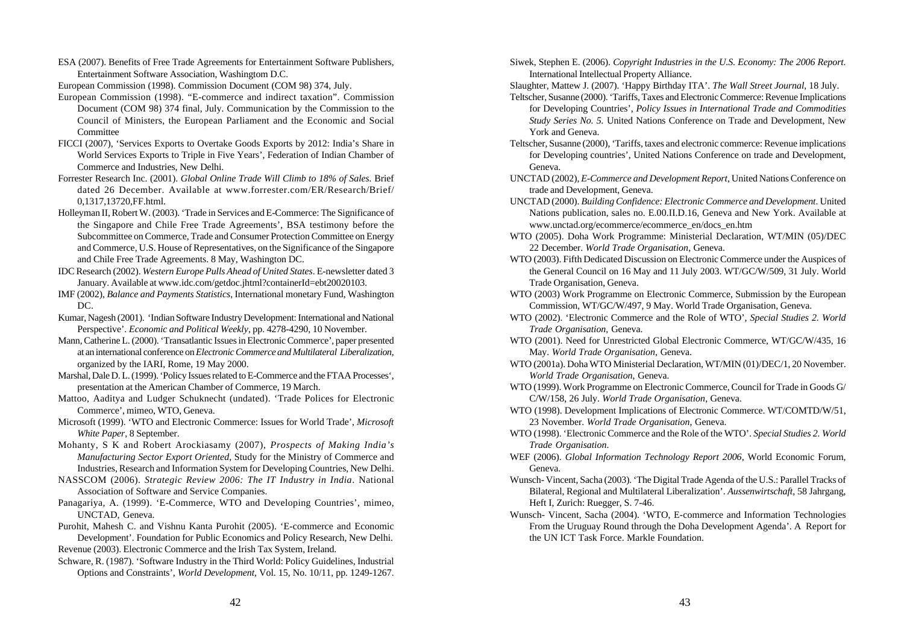ESA (2007). Benefits of Free Trade Agreements for Entertainment Software Publishers, Entertainment Software Association, Washingtom D.C.

European Commission (1998). Commission Document (COM 98) 374, July.

European Commission (1998). "E-commerce and indirect taxation". Commission Document (COM 98) 374 final, July. Communication by the Commission to the Council of Ministers, the European Parliament and the Economic and Social Committee

FICCI (2007), 'Services Exports to Overtake Goods Exports by 2012: India's Share in World Services Exports to Triple in Five Years', Federation of Indian Chamber of Commerce and Industries, New Delhi.

Forrester Research Inc. (2001). *Global Online Trade Will Climb to 18% of Sales.* Brief dated 26 December. Available at www.forrester.com/ER/Research/Brief/0,1317,13720,FF.html.

Holleyman II, Robert W. (2003). 'Trade in Services and E-Commerce: The Significance of the Singapore and Chile Free Trade Agreements', BSA testimony before the Subcommittee on Commerce, Trade and Consumer Protection Committee on Energy and Commerce, U.S. House of Representatives, on the Significance of the Singapore and Chile Free Trade Agreements. 8 May, Washington DC.

IDC Research (2002). *Western Europe Pulls Ahead of United States*. E-newsletter dated 3 January. Available at www.idc.com/getdoc.jhtml?containerId=ebt20020103.

IMF (2002), *Balance and Payments Statistics*, International monetary Fund, Washington DC.

Kumar, Nagesh (2001). 'Indian Software Industry Development: International and National Perspective'. *Economic and Political Weekly*, pp. 4278-4290, 10 November.

Mann, Catherine L. (2000). 'Transatlantic Issues in Electronic Commerce', paper presented at an international conference on *Electronic Commerce and Multilateral Liberalization*, organized by the IARI, Rome, 19 May 2000.

Marshal, Dale D. L. (1999). 'Policy Issues related to E-Commerce and the FTAA Processes', presentation at the American Chamber of Commerce, 19 March.

Mattoo, Aaditya and Ludger Schuknecht (undated). 'Trade Polices for Electronic Commerce', mimeo, WTO, Geneva.

Microsoft (1999). 'WTO and Electronic Commerce: Issues for World Trade', *Microsoft White Paper*, 8 September.

Mohanty, S K and Robert Arockiasamy (2007), *Prospects of Making India's Manufacturing Sector Export Oriented*, Study for the Ministry of Commerce and Industries, Research and Information System for Developing Countries, New Delhi.

NASSCOM (2006). *Strategic Review 2006: The IT Industry in India*. National Association of Software and Service Companies.

Panagariya, A. (1999). 'E-Commerce, WTO and Developing Countries', mimeo, UNCTAD, Geneva.

Purohit, Mahesh C. and Vishnu Kanta Purohit (2005). 'E-commerce and Economic Development'. Foundation for Public Economics and Policy Research, New Delhi.

Revenue (2003). Electronic Commerce and the Irish Tax System, Ireland.

Schware, R. (1987). 'Software Industry in the Third World: Policy Guidelines, Industrial Options and Constraints', *World Development*, Vol. 15, No. 10/11, pp. 1249-1267.

Siwek, Stephen E. (2006). *Copyright Industries in the U.S. Economy: The 2006 Report*. International Intellectual Property Alliance.

Slaughter, Mattew J. (2007). 'Happy Birthday ITA'. *The Wall Street Journal*, 18 July.

Teltscher, Susanne (2000). 'Tariffs, Taxes and Electronic Commerce: Revenue Implications for Developing Countries', *Policy Issues in International Trade and Commodities Study Series No. 5.* United Nations Conference on Trade and Development, New York and Geneva.

Teltscher, Susanne (2000), 'Tariffs, taxes and electronic commerce: Revenue implications for Developing countries', United Nations Conference on trade and Development, Geneva.

UNCTAD (2002), *E-Commerce and Development Report*, United Nations Conference on trade and Development, Geneva.

UNCTAD (2000). *Building Confidence: Electronic Commerce and Development*. United Nations publication, sales no. E.00.II.D.16, Geneva and New York. Available at www.unctad.org/ecommerce/ecommerce_en/docs_en.htm

WTO (2005). Doha Work Programme: Ministerial Declaration, WT/MIN (05)/DEC 22 December. *World Trade Organisation*, Geneva.

WTO (2003). Fifth Dedicated Discussion on Electronic Commerce under the Auspices of the General Council on 16 May and 11 July 2003. WT/GC/W/509, 31 July. World Trade Organisation, Geneva.

WTO (2003) Work Programme on Electronic Commerce, Submission by the European Commission, WT/GC/W/497, 9 May. World Trade Organisation, Geneva.

WTO (2002). 'Electronic Commerce and the Role of WTO', *Special Studies 2. World Trade Organisation*, Geneva.

WTO (2001). Need for Unrestricted Global Electronic Commerce, WT/GC/W/435, 16 May. *World Trade Organisation*, Geneva.

WTO (2001a). Doha WTO Ministerial Declaration, WT/MIN (01)/DEC/1, 20 November. *World Trade Organisation*, Geneva.

WTO (1999). Work Programme on Electronic Commerce, Council for Trade in Goods G/C/W/158, 26 July. *World Trade Organisation*, Geneva.

WTO (1998). Development Implications of Electronic Commerce. WT/COMTD/W/51, 23 November. *World Trade Organisation*, Geneva.

WTO (1998). 'Electronic Commerce and the Role of the WTO'. *Special Studies 2. World Trade Organisation*.

WEF (2006). *Global Information Technology Report 2006*, World Economic Forum, Geneva.

Wunsch- Vincent, Sacha (2003). 'The Digital Trade Agenda of the U.S.: Parallel Tracks of Bilateral, Regional and Multilateral Liberalization'. *Aussenwirtschaft*, 58 Jahrgang, Heft I, Zurich: Ruegger, S. 7-46.

Wunsch- Vincent, Sacha (2004). 'WTO, E-commerce and Information Technologies From the Uruguay Round through the Doha Development Agenda'. A Report for the UN ICT Task Force. Markle Foundation.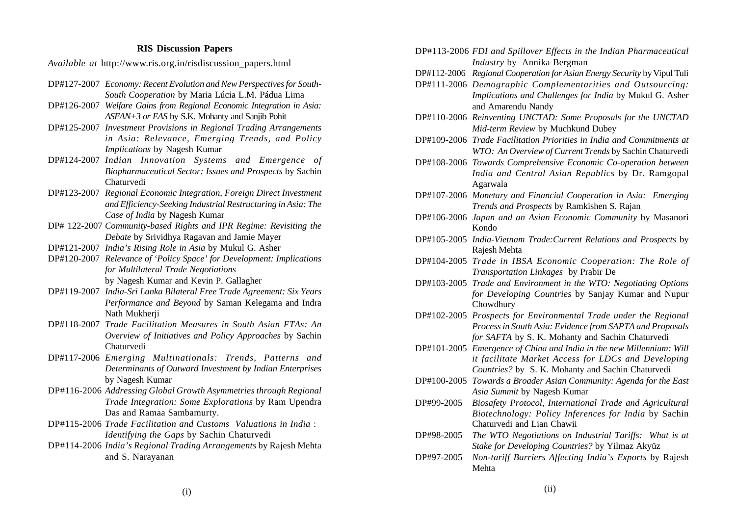## RIS Discussion Papers

*Available at* http://www.ris.org.in/risdiscussion_papers.html

DP#127-2007 *Economy: Recent Evolution and New Perspectives for South-South Cooperation* by Maria Lúcia L.M. Pádua Lima

DP#126-2007 *Welfare Gains from Regional Economic Integration in Asia: ASEAN+3 or EAS* by S.K. Mohanty and Sanjib Pohit

DP#125-2007 *Investment Provisions in Regional Trading Arrangements in Asia: Relevance, Emerging Trends, and Policy Implications* by Nagesh Kumar

DP#124-2007 *Indian Innovation Systems and Emergence of Biopharmaceutical Sector: Issues and Prospects* by Sachin Chaturvedi

DP#123-2007 *Regional Economic Integration, Foreign Direct Investment and Efficiency-Seeking Industrial Restructuring in Asia: The Case of India* by Nagesh Kumar

DP# 122-2007 *Community-based Rights and IPR Regime: Revisiting the Debate* by Srividhya Ragavan and Jamie Mayer

DP#121-2007 *India's Rising Role in Asia* by Mukul G. Asher

DP#120-2007 *Relevance of 'Policy Space' for Development: Implications for Multilateral Trade Negotiations* by Nagesh Kumar and Kevin P. Gallagher

DP#119-2007 *India-Sri Lanka Bilateral Free Trade Agreement: Six Years Performance and Beyond* by Saman Kelegama and Indra Nath Mukherji

DP#118-2007 *Trade Facilitation Measures in South Asian FTAs: An Overview of Initiatives and Policy Approaches* by Sachin Chaturvedi

DP#117-2006 *Emerging Multinationals: Trends, Patterns and Determinants of Outward Investment by Indian Enterprises* by Nagesh Kumar

DP#116-2006 *Addressing Global Growth Asymmetries through Regional Trade Integration: Some Explorations* by Ram Upendra Das and Ramaa Sambamurty.

DP#115-2006 *Trade Facilitation and Customs Valuations in India : Identifying the Gaps* by Sachin Chaturvedi

DP#114-2006 *India's Regional Trading Arrangements* by Rajesh Mehta and S. Narayanan

DP#113-2006 *FDI and Spillover Effects in the Indian Pharmaceutical Industry* by Annika Bergman

DP#112-2006 *Regional Cooperation for Asian Energy Security* by Vipul Tuli

DP#111-2006 *Demographic Complementarities and Outsourcing: Implications and Challenges for India* by Mukul G. Asher and Amarendu Nandy

DP#110-2006 *Reinventing UNCTAD: Some Proposals for the UNCTAD Mid-term Review* by Muchkund Dubey

DP#109-2006 *Trade Facilitation Priorities in India and Commitments at WTO: An Overview of Current Trends* by Sachin Chaturvedi

DP#108-2006 *Towards Comprehensive Economic Co-operation between India and Central Asian Republics* by Dr. Ramgopal Agarwala

DP#107-2006 *Monetary and Financial Cooperation in Asia: Emerging Trends and Prospects* by Ramkishen S. Rajan

DP#106-2006 *Japan and an Asian Economic Community* by Masanori Kondo

DP#105-2005 *India-Vietnam Trade:Current Relations and Prospects* by Rajesh Mehta

DP#104-2005 *Trade in IBSA Economic Cooperation: The Role of Transportation Linkages* by Prabir De

DP#103-2005 *Trade and Environment in the WTO: Negotiating Options for Developing Countries* by Sanjay Kumar and Nupur Chowdhury

DP#102-2005 *Prospects for Environmental Trade under the Regional Process in South Asia: Evidence from SAPTA and Proposals for SAFTA* by S. K. Mohanty and Sachin Chaturvedi

DP#101-2005 *Emergence of China and India in the new Millennium: Will it facilitate Market Access for LDCs and Developing Countries?* by S. K. Mohanty and Sachin Chaturvedi

DP#100-2005 *Towards a Broader Asian Community: Agenda for the East Asia Summit* by Nagesh Kumar

DP#99-2005 *Biosafety Protocol, International Trade and Agricultural Biotechnology: Policy Inferences for India* by Sachin Chaturvedi and Lian Chawii

DP#98-2005 *The WTO Negotiations on Industrial Tariffs: What is at Stake for Developing Countries?* by Yilmaz Akyüz

DP#97-2005 *Non-tariff Barriers Affecting India's Exports* by Rajesh Mehta